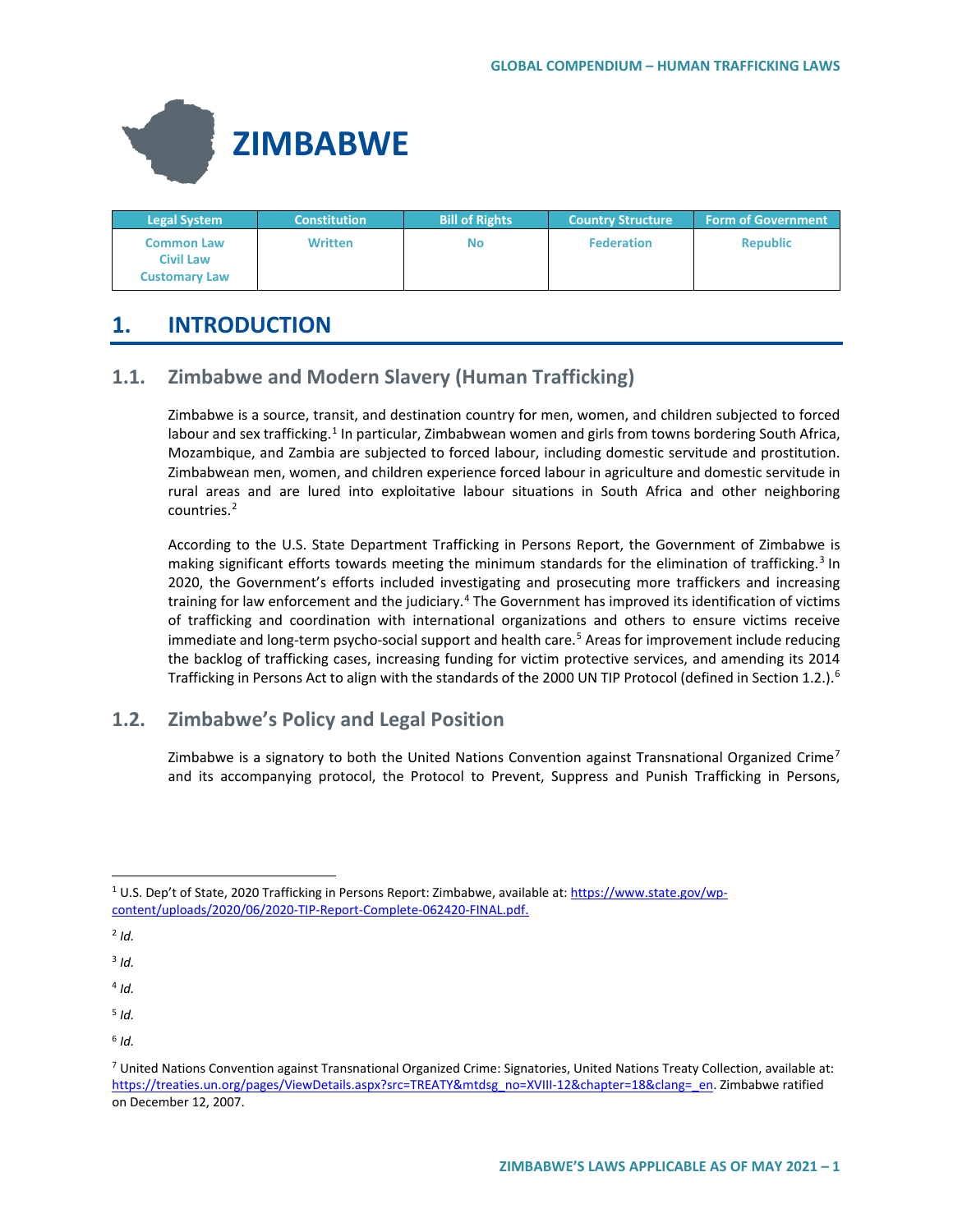# ZIMBABWE

| Legal System | Constitution | Bill of Rights | Country Structure | Form of Government |
|---|---|---|---|---|
| Common Law<br>Civil Law<br>Customary Law | Written | No | Federation | Republic |

## 1. INTRODUCTION

### 1.1. Zimbabwe and Modern Slavery (Human Trafficking)

Zimbabwe is a source, transit, and destination country for men, women, and children subjected to forced labour and sex trafficking.[1] In particular, Zimbabwean women and girls from towns bordering South Africa, Mozambique, and Zambia are subjected to forced labour, including domestic servitude and prostitution. Zimbabwean men, women, and children experience forced labour in agriculture and domestic servitude in rural areas and are lured into exploitative labour situations in South Africa and other neighboring countries.[2]

According to the U.S. State Department Trafficking in Persons Report, the Government of Zimbabwe is making significant efforts towards meeting the minimum standards for the elimination of trafficking.[3] In 2020, the Government's efforts included investigating and prosecuting more traffickers and increasing training for law enforcement and the judiciary.[4] The Government has improved its identification of victims of trafficking and coordination with international organizations and others to ensure victims receive immediate and long-term psycho-social support and health care.[5] Areas for improvement include reducing the backlog of trafficking cases, increasing funding for victim protective services, and amending its 2014 Trafficking in Persons Act to align with the standards of the 2000 UN TIP Protocol (defined in Section 1.2.).[6]

### 1.2. Zimbabwe's Policy and Legal Position

Zimbabwe is a signatory to both the United Nations Convention against Transnational Organized Crime[7] and its accompanying protocol, the Protocol to Prevent, Suppress and Punish Trafficking in Persons,

---

[1] U.S. Dep't of State, 2020 Trafficking in Persons Report: Zimbabwe, available at: https://www.state.gov/wp-content/uploads/2020/06/2020-TIP-Report-Complete-062420-FINAL.pdf.

[2] *Id.*

[3] *Id.*

[4] *Id.*

[5] *Id.*

[6] *Id.*

[7] United Nations Convention against Transnational Organized Crime: Signatories, United Nations Treaty Collection, available at: https://treaties.un.org/pages/ViewDetails.aspx?src=TREATY&mtdsg_no=XVIII-12&chapter=18&clang=_en. Zimbabwe ratified on December 12, 2007.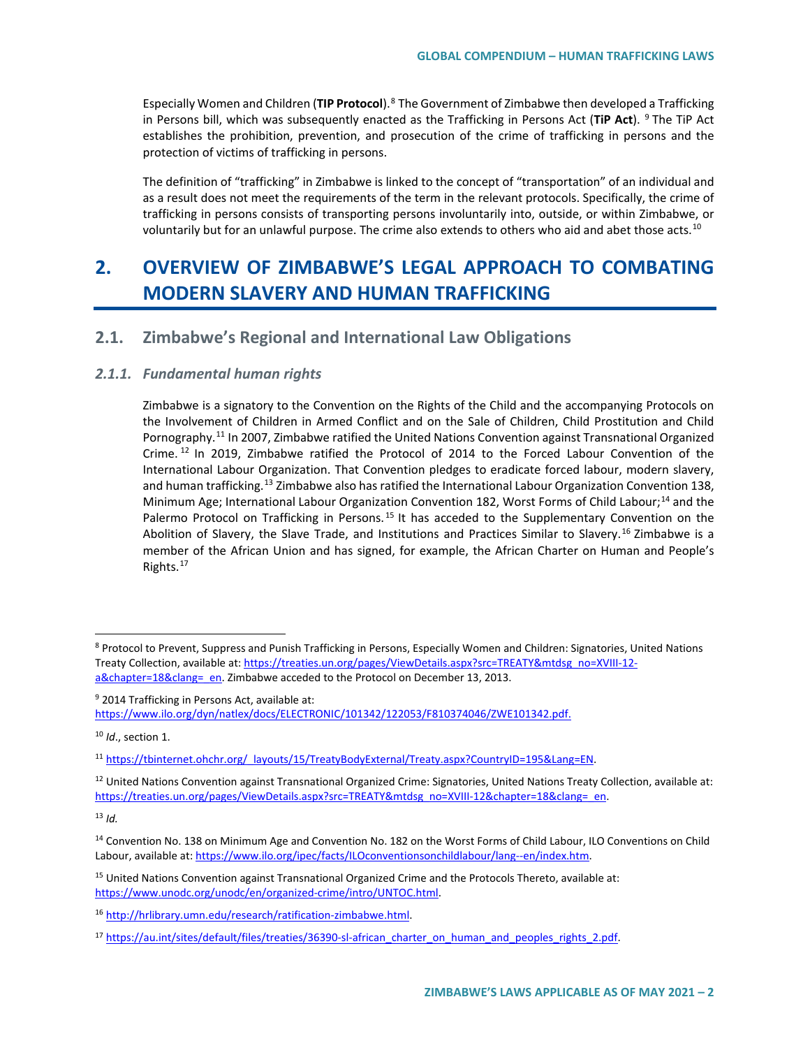Especially Women and Children (**TIP Protocol**).[8] The Government of Zimbabwe then developed a Trafficking in Persons bill, which was subsequently enacted as the Trafficking in Persons Act (**TiP Act**). [9] The TiP Act establishes the prohibition, prevention, and prosecution of the crime of trafficking in persons and the protection of victims of trafficking in persons.

The definition of "trafficking" in Zimbabwe is linked to the concept of "transportation" of an individual and as a result does not meet the requirements of the term in the relevant protocols. Specifically, the crime of trafficking in persons consists of transporting persons involuntarily into, outside, or within Zimbabwe, or voluntarily but for an unlawful purpose. The crime also extends to others who aid and abet those acts.[10]

# 2. OVERVIEW OF ZIMBABWE'S LEGAL APPROACH TO COMBATING MODERN SLAVERY AND HUMAN TRAFFICKING

## 2.1. Zimbabwe's Regional and International Law Obligations

### *2.1.1. Fundamental human rights*

Zimbabwe is a signatory to the Convention on the Rights of the Child and the accompanying Protocols on the Involvement of Children in Armed Conflict and on the Sale of Children, Child Prostitution and Child Pornography.[11] In 2007, Zimbabwe ratified the United Nations Convention against Transnational Organized Crime. [12] In 2019, Zimbabwe ratified the Protocol of 2014 to the Forced Labour Convention of the International Labour Organization. That Convention pledges to eradicate forced labour, modern slavery, and human trafficking.[13] Zimbabwe also has ratified the International Labour Organization Convention 138, Minimum Age; International Labour Organization Convention 182, Worst Forms of Child Labour;[14] and the Palermo Protocol on Trafficking in Persons.[15] It has acceded to the Supplementary Convention on the Abolition of Slavery, the Slave Trade, and Institutions and Practices Similar to Slavery.[16] Zimbabwe is a member of the African Union and has signed, for example, the African Charter on Human and People's Rights.[17]

---

[8] Protocol to Prevent, Suppress and Punish Trafficking in Persons, Especially Women and Children: Signatories, United Nations Treaty Collection, available at: https://treaties.un.org/pages/ViewDetails.aspx?src=TREATY&mtdsg_no=XVIII-12-a&chapter=18&clang=_en. Zimbabwe acceded to the Protocol on December 13, 2013.

[9] 2014 Trafficking in Persons Act, available at: https://www.ilo.org/dyn/natlex/docs/ELECTRONIC/101342/122053/F810374046/ZWE101342.pdf.

[10] *Id*., section 1.

[11] https://tbinternet.ohchr.org/_layouts/15/TreatyBodyExternal/Treaty.aspx?CountryID=195&Lang=EN.

[12] United Nations Convention against Transnational Organized Crime: Signatories, United Nations Treaty Collection, available at: https://treaties.un.org/pages/ViewDetails.aspx?src=TREATY&mtdsg_no=XVIII-12&chapter=18&clang=_en.

[13] *Id.*

[14] Convention No. 138 on Minimum Age and Convention No. 182 on the Worst Forms of Child Labour, ILO Conventions on Child Labour, available at: https://www.ilo.org/ipec/facts/ILOconventionsonchildlabour/lang--en/index.htm.

[15] United Nations Convention against Transnational Organized Crime and the Protocols Thereto, available at: https://www.unodc.org/unodc/en/organized-crime/intro/UNTOC.html.

[16] http://hrlibrary.umn.edu/research/ratification-zimbabwe.html.

[17] https://au.int/sites/default/files/treaties/36390-sl-african_charter_on_human_and_peoples_rights_2.pdf.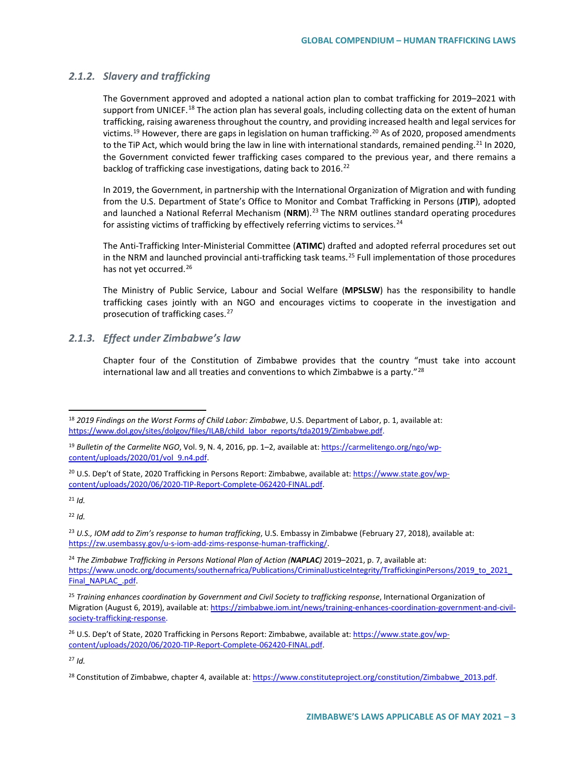### *2.1.2. Slavery and trafficking*

The Government approved and adopted a national action plan to combat trafficking for 2019–2021 with support from UNICEF.[18] The action plan has several goals, including collecting data on the extent of human trafficking, raising awareness throughout the country, and providing increased health and legal services for victims.[19] However, there are gaps in legislation on human trafficking.[20] As of 2020, proposed amendments to the TiP Act, which would bring the law in line with international standards, remained pending.[21] In 2020, the Government convicted fewer trafficking cases compared to the previous year, and there remains a backlog of trafficking case investigations, dating back to 2016.[22]

In 2019, the Government, in partnership with the International Organization of Migration and with funding from the U.S. Department of State's Office to Monitor and Combat Trafficking in Persons (**JTIP**), adopted and launched a National Referral Mechanism (**NRM**).[23] The NRM outlines standard operating procedures for assisting victims of trafficking by effectively referring victims to services.[24]

The Anti-Trafficking Inter-Ministerial Committee (**ATIMC**) drafted and adopted referral procedures set out in the NRM and launched provincial anti-trafficking task teams.[25] Full implementation of those procedures has not yet occurred.[26]

The Ministry of Public Service, Labour and Social Welfare (**MPSLSW**) has the responsibility to handle trafficking cases jointly with an NGO and encourages victims to cooperate in the investigation and prosecution of trafficking cases.[27]

### *2.1.3. Effect under Zimbabwe's law*

Chapter four of the Constitution of Zimbabwe provides that the country "must take into account international law and all treaties and conventions to which Zimbabwe is a party."[28]

---

[18] *2019 Findings on the Worst Forms of Child Labor: Zimbabwe*, U.S. Department of Labor, p. 1, available at: https://www.dol.gov/sites/dolgov/files/ILAB/child_labor_reports/tda2019/Zimbabwe.pdf.

[19] *Bulletin of the Carmelite NGO*, Vol. 9, N. 4, 2016, pp. 1–2, available at: https://carmelitengo.org/ngo/wp-content/uploads/2020/01/vol_9.n4.pdf.

[20] U.S. Dep't of State, 2020 Trafficking in Persons Report: Zimbabwe, available at: https://www.state.gov/wp-content/uploads/2020/06/2020-TIP-Report-Complete-062420-FINAL.pdf.

[21] *Id.*

[22] *Id.*

[23] *U.S., IOM add to Zim's response to human trafficking*, U.S. Embassy in Zimbabwe (February 27, 2018), available at: https://zw.usembassy.gov/u-s-iom-add-zims-response-human-trafficking/.

[24] *The Zimbabwe Trafficking in Persons National Plan of Action (**NAPLAC**)* 2019–2021, p. 7, available at: https://www.unodc.org/documents/southernafrica/Publications/CriminalJusticeIntegrity/TraffickinginPersons/2019_to_2021_Final_NAPLAC_.pdf.

[25] *Training enhances coordination by Government and Civil Society to trafficking response*, International Organization of Migration (August 6, 2019), available at: https://zimbabwe.iom.int/news/training-enhances-coordination-government-and-civil-society-trafficking-response.

[26] U.S. Dep't of State, 2020 Trafficking in Persons Report: Zimbabwe, available at: https://www.state.gov/wp-content/uploads/2020/06/2020-TIP-Report-Complete-062420-FINAL.pdf.

[27] *Id.*

[28] Constitution of Zimbabwe, chapter 4, available at: https://www.constituteproject.org/constitution/Zimbabwe_2013.pdf.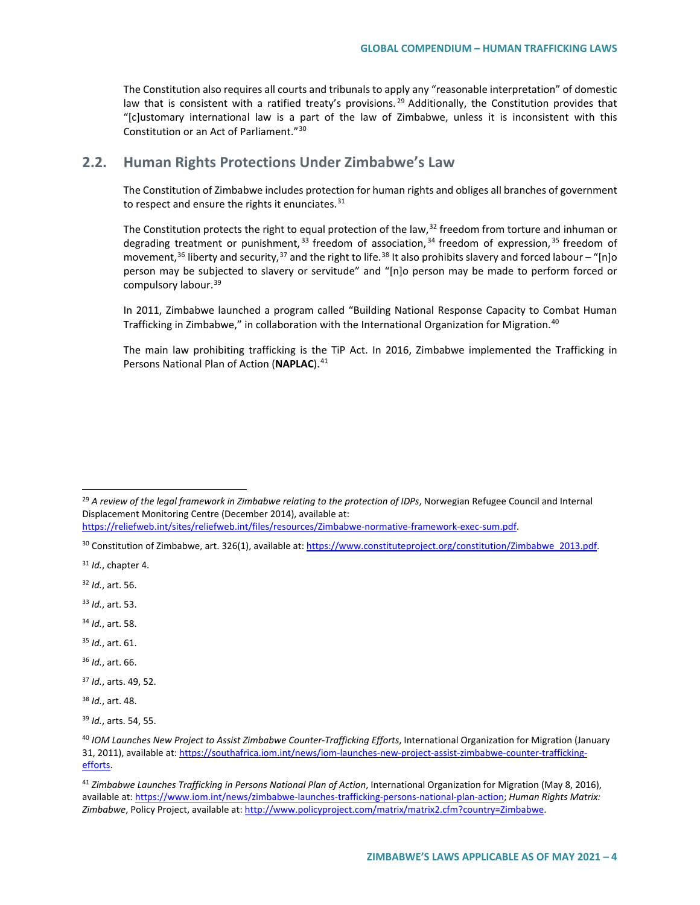The Constitution also requires all courts and tribunals to apply any "reasonable interpretation" of domestic law that is consistent with a ratified treaty's provisions.[29] Additionally, the Constitution provides that "[c]ustomary international law is a part of the law of Zimbabwe, unless it is inconsistent with this Constitution or an Act of Parliament."[30]

## 2.2. Human Rights Protections Under Zimbabwe's Law

The Constitution of Zimbabwe includes protection for human rights and obliges all branches of government to respect and ensure the rights it enunciates.[31]

The Constitution protects the right to equal protection of the law,[32] freedom from torture and inhuman or degrading treatment or punishment,[33] freedom of association,[34] freedom of expression,[35] freedom of movement,[36] liberty and security,[37] and the right to life.[38] It also prohibits slavery and forced labour – "[n]o person may be subjected to slavery or servitude" and "[n]o person may be made to perform forced or compulsory labour.[39]

In 2011, Zimbabwe launched a program called "Building National Response Capacity to Combat Human Trafficking in Zimbabwe," in collaboration with the International Organization for Migration.[40]

The main law prohibiting trafficking is the TiP Act. In 2016, Zimbabwe implemented the Trafficking in Persons National Plan of Action (**NAPLAC**).[41]

---

[29] *A review of the legal framework in Zimbabwe relating to the protection of IDPs*, Norwegian Refugee Council and Internal Displacement Monitoring Centre (December 2014), available at: https://reliefweb.int/sites/reliefweb.int/files/resources/Zimbabwe-normative-framework-exec-sum.pdf.

[30] Constitution of Zimbabwe, art. 326(1), available at: https://www.constituteproject.org/constitution/Zimbabwe_2013.pdf.

[31] *Id.*, chapter 4.

[32] *Id.*, art. 56.

[33] *Id.*, art. 53.

[34] *Id.*, art. 58.

[35] *Id.*, art. 61.

[36] *Id.*, art. 66.

[37] *Id.*, arts. 49, 52.

[38] *Id.*, art. 48.

[39] *Id.*, arts. 54, 55.

[40] *IOM Launches New Project to Assist Zimbabwe Counter-Trafficking Efforts*, International Organization for Migration (January 31, 2011), available at: https://southafrica.iom.int/news/iom-launches-new-project-assist-zimbabwe-counter-trafficking-efforts.

[41] *Zimbabwe Launches Trafficking in Persons National Plan of Action*, International Organization for Migration (May 8, 2016), available at: https://www.iom.int/news/zimbabwe-launches-trafficking-persons-national-plan-action; *Human Rights Matrix: Zimbabwe*, Policy Project, available at: http://www.policyproject.com/matrix/matrix2.cfm?country=Zimbabwe.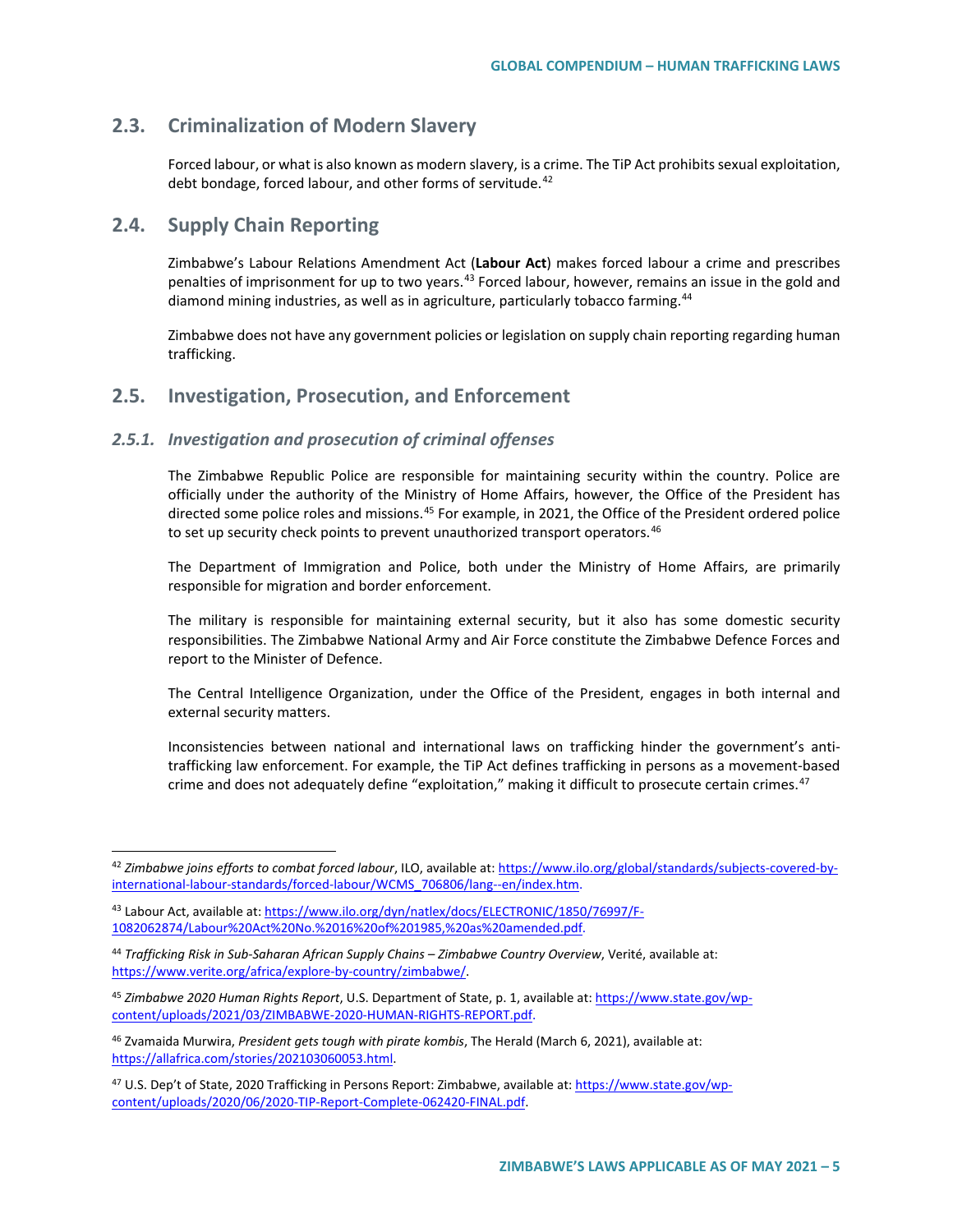## 2.3. Criminalization of Modern Slavery

Forced labour, or what is also known as modern slavery, is a crime. The TiP Act prohibits sexual exploitation, debt bondage, forced labour, and other forms of servitude.[42]

## 2.4. Supply Chain Reporting

Zimbabwe's Labour Relations Amendment Act (**Labour Act**) makes forced labour a crime and prescribes penalties of imprisonment for up to two years.[43] Forced labour, however, remains an issue in the gold and diamond mining industries, as well as in agriculture, particularly tobacco farming.[44]

Zimbabwe does not have any government policies or legislation on supply chain reporting regarding human trafficking.

## 2.5. Investigation, Prosecution, and Enforcement

### *2.5.1. Investigation and prosecution of criminal offenses*

The Zimbabwe Republic Police are responsible for maintaining security within the country. Police are officially under the authority of the Ministry of Home Affairs, however, the Office of the President has directed some police roles and missions.[45] For example, in 2021, the Office of the President ordered police to set up security check points to prevent unauthorized transport operators.[46]

The Department of Immigration and Police, both under the Ministry of Home Affairs, are primarily responsible for migration and border enforcement.

The military is responsible for maintaining external security, but it also has some domestic security responsibilities. The Zimbabwe National Army and Air Force constitute the Zimbabwe Defence Forces and report to the Minister of Defence.

The Central Intelligence Organization, under the Office of the President, engages in both internal and external security matters.

Inconsistencies between national and international laws on trafficking hinder the government's anti-trafficking law enforcement. For example, the TiP Act defines trafficking in persons as a movement-based crime and does not adequately define "exploitation," making it difficult to prosecute certain crimes.[47]

---

[42] *Zimbabwe joins efforts to combat forced labour*, ILO, available at: https://www.ilo.org/global/standards/subjects-covered-by-international-labour-standards/forced-labour/WCMS_706806/lang--en/index.htm.

[43] Labour Act, available at: https://www.ilo.org/dyn/natlex/docs/ELECTRONIC/1850/76997/F-1082062874/Labour%20Act%20No.%2016%20of%201985,%20as%20amended.pdf.

[44] *Trafficking Risk in Sub-Saharan African Supply Chains – Zimbabwe Country Overview*, Verité, available at: https://www.verite.org/africa/explore-by-country/zimbabwe/.

[45] *Zimbabwe 2020 Human Rights Report*, U.S. Department of State, p. 1, available at: https://www.state.gov/wp-content/uploads/2021/03/ZIMBABWE-2020-HUMAN-RIGHTS-REPORT.pdf.

[46] Zvamaida Murwira, *President gets tough with pirate kombis*, The Herald (March 6, 2021), available at: https://allafrica.com/stories/202103060053.html.

[47] U.S. Dep't of State, 2020 Trafficking in Persons Report: Zimbabwe, available at: https://www.state.gov/wp-content/uploads/2020/06/2020-TIP-Report-Complete-062420-FINAL.pdf.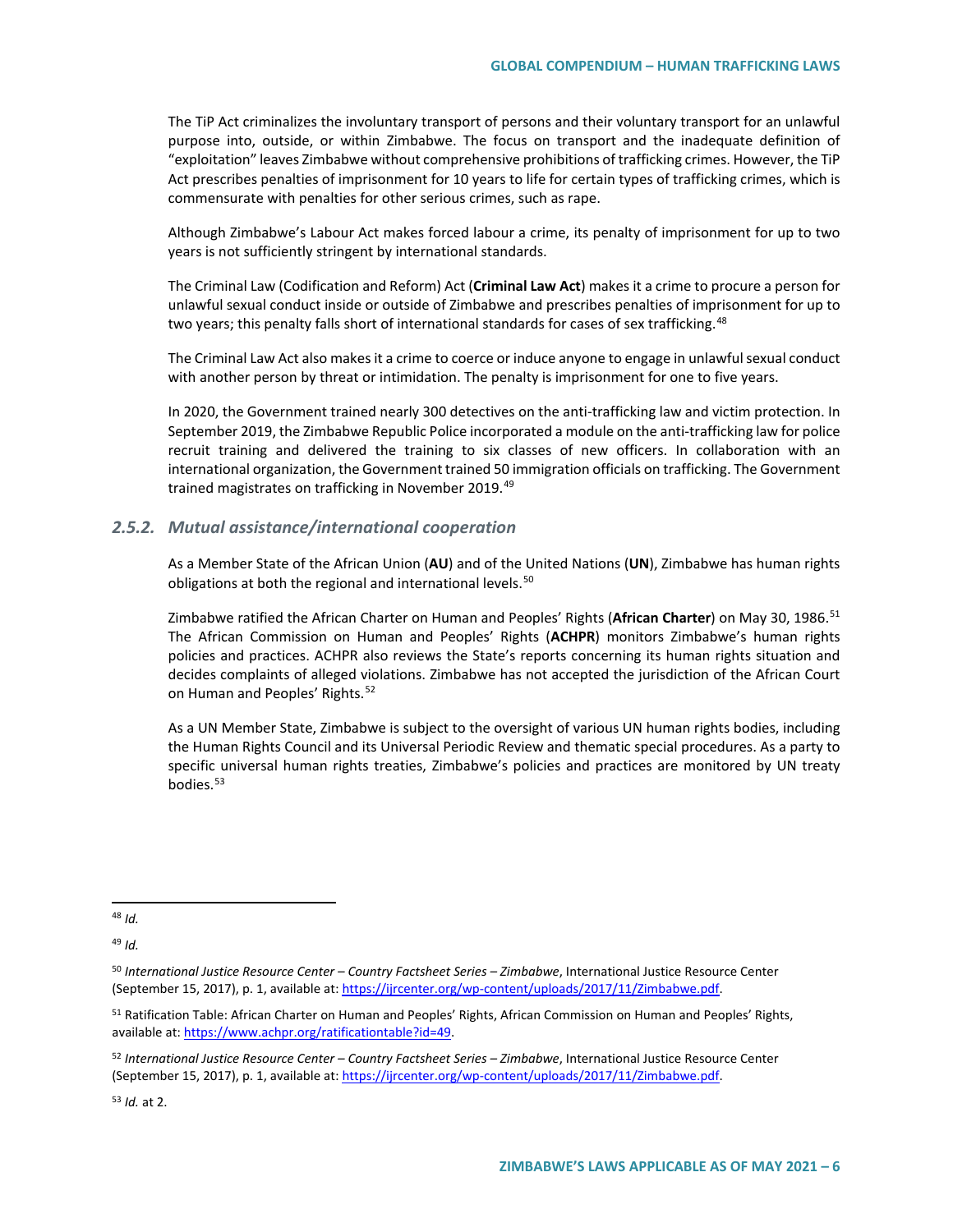The TiP Act criminalizes the involuntary transport of persons and their voluntary transport for an unlawful purpose into, outside, or within Zimbabwe. The focus on transport and the inadequate definition of "exploitation" leaves Zimbabwe without comprehensive prohibitions of trafficking crimes. However, the TiP Act prescribes penalties of imprisonment for 10 years to life for certain types of trafficking crimes, which is commensurate with penalties for other serious crimes, such as rape.

Although Zimbabwe's Labour Act makes forced labour a crime, its penalty of imprisonment for up to two years is not sufficiently stringent by international standards.

The Criminal Law (Codification and Reform) Act (**Criminal Law Act**) makes it a crime to procure a person for unlawful sexual conduct inside or outside of Zimbabwe and prescribes penalties of imprisonment for up to two years; this penalty falls short of international standards for cases of sex trafficking.[48]

The Criminal Law Act also makes it a crime to coerce or induce anyone to engage in unlawful sexual conduct with another person by threat or intimidation. The penalty is imprisonment for one to five years.

In 2020, the Government trained nearly 300 detectives on the anti-trafficking law and victim protection. In September 2019, the Zimbabwe Republic Police incorporated a module on the anti-trafficking law for police recruit training and delivered the training to six classes of new officers. In collaboration with an international organization, the Government trained 50 immigration officials on trafficking. The Government trained magistrates on trafficking in November 2019.[49]

### *2.5.2. Mutual assistance/international cooperation*

As a Member State of the African Union (**AU**) and of the United Nations (**UN**), Zimbabwe has human rights obligations at both the regional and international levels.[50]

Zimbabwe ratified the African Charter on Human and Peoples' Rights (**African Charter**) on May 30, 1986.[51] The African Commission on Human and Peoples' Rights (**ACHPR**) monitors Zimbabwe's human rights policies and practices. ACHPR also reviews the State's reports concerning its human rights situation and decides complaints of alleged violations. Zimbabwe has not accepted the jurisdiction of the African Court on Human and Peoples' Rights.[52]

As a UN Member State, Zimbabwe is subject to the oversight of various UN human rights bodies, including the Human Rights Council and its Universal Periodic Review and thematic special procedures. As a party to specific universal human rights treaties, Zimbabwe's policies and practices are monitored by UN treaty bodies.[53]

---

[48] *Id.*

[49] *Id.*

[50] *International Justice Resource Center – Country Factsheet Series – Zimbabwe*, International Justice Resource Center (September 15, 2017), p. 1, available at: https://ijrcenter.org/wp-content/uploads/2017/11/Zimbabwe.pdf.

[51] Ratification Table: African Charter on Human and Peoples' Rights, African Commission on Human and Peoples' Rights, available at: https://www.achpr.org/ratificationtable?id=49.

[52] *International Justice Resource Center – Country Factsheet Series – Zimbabwe*, International Justice Resource Center (September 15, 2017), p. 1, available at: https://ijrcenter.org/wp-content/uploads/2017/11/Zimbabwe.pdf.

[53] *Id.* at 2.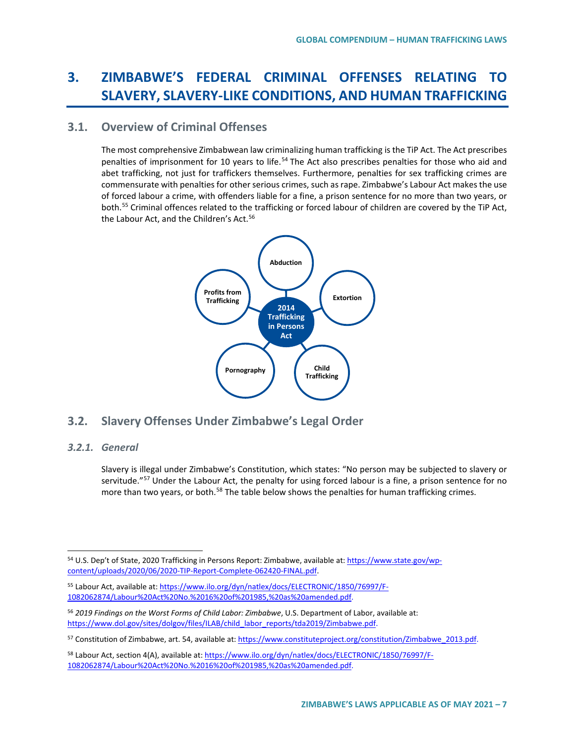# 3. ZIMBABWE'S FEDERAL CRIMINAL OFFENSES RELATING TO SLAVERY, SLAVERY-LIKE CONDITIONS, AND HUMAN TRAFFICKING

## 3.1. Overview of Criminal Offenses

The most comprehensive Zimbabwean law criminalizing human trafficking is the TiP Act. The Act prescribes penalties of imprisonment for 10 years to life.[54] The Act also prescribes penalties for those who aid and abet trafficking, not just for traffickers themselves. Furthermore, penalties for sex trafficking crimes are commensurate with penalties for other serious crimes, such as rape. Zimbabwe's Labour Act makes the use of forced labour a crime, with offenders liable for a fine, a prison sentence for no more than two years, or both.[55] Criminal offences related to the trafficking or forced labour of children are covered by the TiP Act, the Labour Act, and the Children's Act.[56]

2014 Trafficking in Persons Act

- Abduction
- Extortion
- Child Trafficking
- Pornography
- Profits from Trafficking

## 3.2. Slavery Offenses Under Zimbabwe's Legal Order

### *3.2.1. General*

Slavery is illegal under Zimbabwe's Constitution, which states: "No person may be subjected to slavery or servitude."[57] Under the Labour Act, the penalty for using forced labour is a fine, a prison sentence for no more than two years, or both.[58] The table below shows the penalties for human trafficking crimes.

---

[54] U.S. Dep't of State, 2020 Trafficking in Persons Report: Zimbabwe, available at: https://www.state.gov/wp-content/uploads/2020/06/2020-TIP-Report-Complete-062420-FINAL.pdf.

[55] Labour Act, available at: https://www.ilo.org/dyn/natlex/docs/ELECTRONIC/1850/76997/F-1082062874/Labour%20Act%20No.%2016%20of%201985,%20as%20amended.pdf.

[56] *2019 Findings on the Worst Forms of Child Labor: Zimbabwe*, U.S. Department of Labor, available at: https://www.dol.gov/sites/dolgov/files/ILAB/child_labor_reports/tda2019/Zimbabwe.pdf.

[57] Constitution of Zimbabwe, art. 54, available at: https://www.constituteproject.org/constitution/Zimbabwe_2013.pdf.

[58] Labour Act, section 4(A), available at: https://www.ilo.org/dyn/natlex/docs/ELECTRONIC/1850/76997/F-1082062874/Labour%20Act%20No.%2016%20of%201985,%20as%20amended.pdf.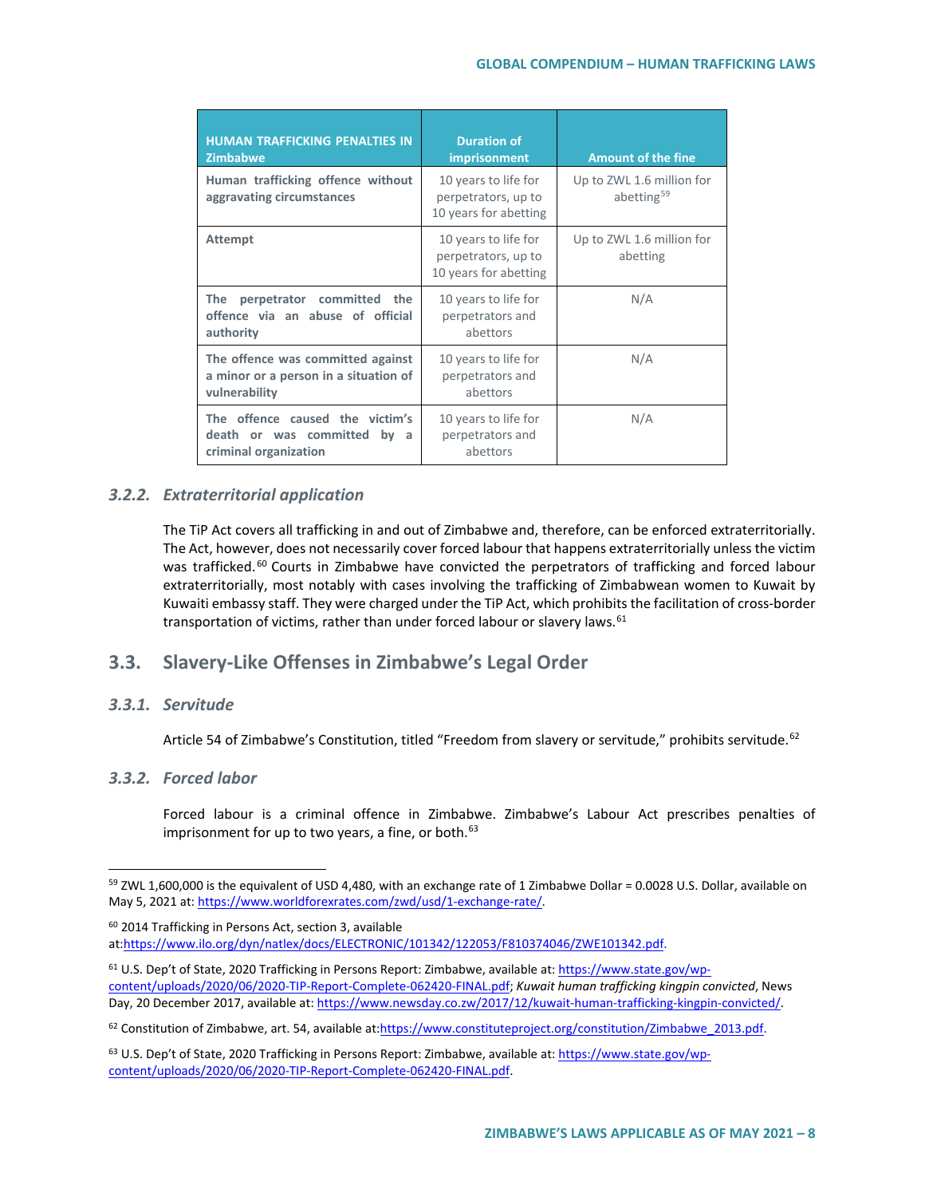| HUMAN TRAFFICKING PENALTIES IN Zimbabwe | Duration of imprisonment | Amount of the fine |
|---|---|---|
| **Human trafficking offence without aggravating circumstances** | 10 years to life for perpetrators, up to 10 years for abetting | Up to ZWL 1.6 million for abetting[59] |
| **Attempt** | 10 years to life for perpetrators, up to 10 years for abetting | Up to ZWL 1.6 million for abetting |
| **The perpetrator committed the offence via an abuse of official authority** | 10 years to life for perpetrators and abettors | N/A |
| **The offence was committed against a minor or a person in a situation of vulnerability** | 10 years to life for perpetrators and abettors | N/A |
| **The offence caused the victim's death or was committed by a criminal organization** | 10 years to life for perpetrators and abettors | N/A |

### *3.2.2. Extraterritorial application*

The TiP Act covers all trafficking in and out of Zimbabwe and, therefore, can be enforced extraterritorially. The Act, however, does not necessarily cover forced labour that happens extraterritorially unless the victim was trafficked.[60] Courts in Zimbabwe have convicted the perpetrators of trafficking and forced labour extraterritorially, most notably with cases involving the trafficking of Zimbabwean women to Kuwait by Kuwaiti embassy staff. They were charged under the TiP Act, which prohibits the facilitation of cross-border transportation of victims, rather than under forced labour or slavery laws.[61]

## 3.3. Slavery-Like Offenses in Zimbabwe's Legal Order

### *3.3.1. Servitude*

Article 54 of Zimbabwe's Constitution, titled "Freedom from slavery or servitude," prohibits servitude.[62]

### *3.3.2. Forced labor*

Forced labour is a criminal offence in Zimbabwe. Zimbabwe's Labour Act prescribes penalties of imprisonment for up to two years, a fine, or both.[63]

---

[59] ZWL 1,600,000 is the equivalent of USD 4,480, with an exchange rate of 1 Zimbabwe Dollar = 0.0028 U.S. Dollar, available on May 5, 2021 at: https://www.worldforexrates.com/zwd/usd/1-exchange-rate/.

[60] 2014 Trafficking in Persons Act, section 3, available at:https://www.ilo.org/dyn/natlex/docs/ELECTRONIC/101342/122053/F810374046/ZWE101342.pdf.

[61] U.S. Dep't of State, 2020 Trafficking in Persons Report: Zimbabwe, available at: https://www.state.gov/wp-content/uploads/2020/06/2020-TIP-Report-Complete-062420-FINAL.pdf; *Kuwait human trafficking kingpin convicted*, News Day, 20 December 2017, available at: https://www.newsday.co.zw/2017/12/kuwait-human-trafficking-kingpin-convicted/.

[62] Constitution of Zimbabwe, art. 54, available at:https://www.constituteproject.org/constitution/Zimbabwe_2013.pdf.

[63] U.S. Dep't of State, 2020 Trafficking in Persons Report: Zimbabwe, available at: https://www.state.gov/wp-content/uploads/2020/06/2020-TIP-Report-Complete-062420-FINAL.pdf.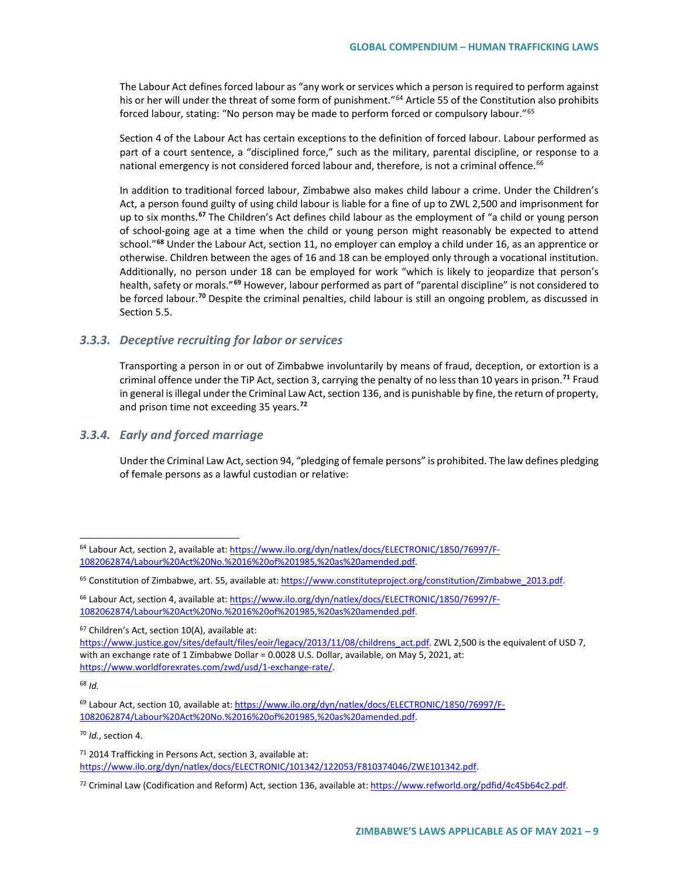The Labour Act defines forced labour as "any work or services which a person is required to perform against his or her will under the threat of some form of punishment."[64] Article 55 of the Constitution also prohibits forced labour, stating: "No person may be made to perform forced or compulsory labour."[65]

Section 4 of the Labour Act has certain exceptions to the definition of forced labour. Labour performed as part of a court sentence, a "disciplined force," such as the military, parental discipline, or response to a national emergency is not considered forced labour and, therefore, is not a criminal offence.[66]

In addition to traditional forced labour, Zimbabwe also makes child labour a crime. Under the Children's Act, a person found guilty of using child labour is liable for a fine of up to ZWL 2,500 and imprisonment for up to six months.[67] The Children's Act defines child labour as the employment of "a child or young person of school-going age at a time when the child or young person might reasonably be expected to attend school."[68] Under the Labour Act, section 11, no employer can employ a child under 16, as an apprentice or otherwise. Children between the ages of 16 and 18 can be employed only through a vocational institution. Additionally, no person under 18 can be employed for work "which is likely to jeopardize that person's health, safety or morals."[69] However, labour performed as part of "parental discipline" is not considered to be forced labour.[70] Despite the criminal penalties, child labour is still an ongoing problem, as discussed in Section 5.5.

### *3.3.3. Deceptive recruiting for labor or services*

Transporting a person in or out of Zimbabwe involuntarily by means of fraud, deception, or extortion is a criminal offence under the TiP Act, section 3, carrying the penalty of no less than 10 years in prison.[71] Fraud in general is illegal under the Criminal Law Act, section 136, and is punishable by fine, the return of property, and prison time not exceeding 35 years.[72]

### *3.3.4. Early and forced marriage*

Under the Criminal Law Act, section 94, "pledging of female persons" is prohibited. The law defines pledging of female persons as a lawful custodian or relative:

---

[64] Labour Act, section 2, available at: https://www.ilo.org/dyn/natlex/docs/ELECTRONIC/1850/76997/F-1082062874/Labour%20Act%20No.%2016%20of%201985,%20as%20amended.pdf.

[65] Constitution of Zimbabwe, art. 55, available at: https://www.constituteproject.org/constitution/Zimbabwe_2013.pdf.

[66] Labour Act, section 4, available at: https://www.ilo.org/dyn/natlex/docs/ELECTRONIC/1850/76997/F-1082062874/Labour%20Act%20No.%2016%20of%201985,%20as%20amended.pdf.

[67] Children's Act, section 10(A), available at: https://www.justice.gov/sites/default/files/eoir/legacy/2013/11/08/childrens_act.pdf. ZWL 2,500 is the equivalent of USD 7, with an exchange rate of 1 Zimbabwe Dollar = 0.0028 U.S. Dollar, available, on May 5, 2021, at: https://www.worldforexrates.com/zwd/usd/1-exchange-rate/.

[68] *Id.*

[69] Labour Act, section 10, available at: https://www.ilo.org/dyn/natlex/docs/ELECTRONIC/1850/76997/F-1082062874/Labour%20Act%20No.%2016%20of%201985,%20as%20amended.pdf.

[70] *Id.*, section 4.

[71] 2014 Trafficking in Persons Act, section 3, available at: https://www.ilo.org/dyn/natlex/docs/ELECTRONIC/101342/122053/F810374046/ZWE101342.pdf.

[72] Criminal Law (Codification and Reform) Act, section 136, available at: https://www.refworld.org/pdfid/4c45b64c2.pdf.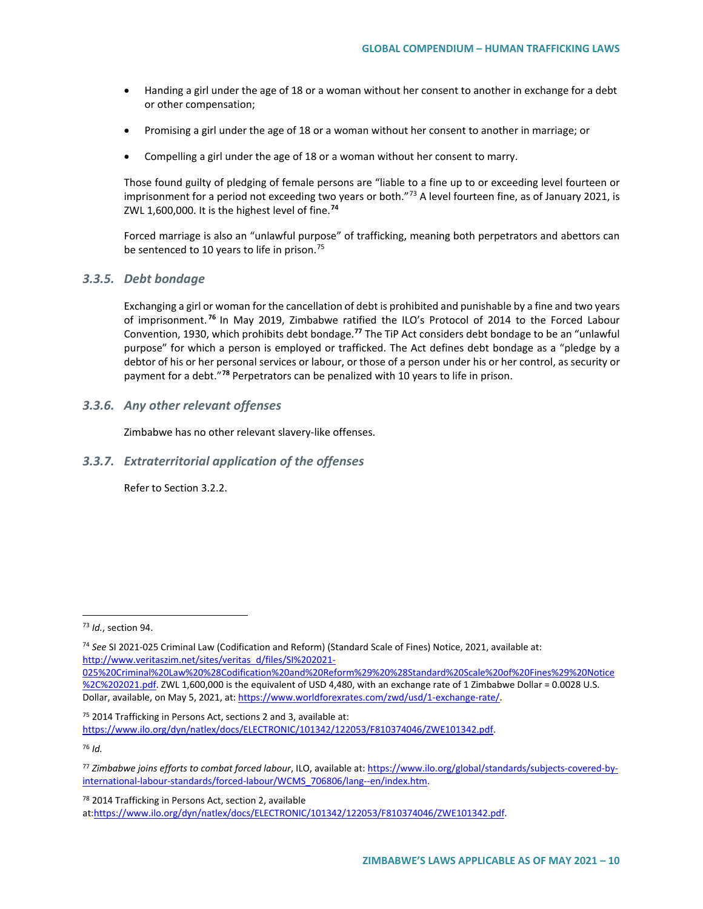- Handing a girl under the age of 18 or a woman without her consent to another in exchange for a debt or other compensation;
- Promising a girl under the age of 18 or a woman without her consent to another in marriage; or
- Compelling a girl under the age of 18 or a woman without her consent to marry.

Those found guilty of pledging of female persons are "liable to a fine up to or exceeding level fourteen or imprisonment for a period not exceeding two years or both."[73] A level fourteen fine, as of January 2021, is ZWL 1,600,000. It is the highest level of fine.[74]

Forced marriage is also an "unlawful purpose" of trafficking, meaning both perpetrators and abettors can be sentenced to 10 years to life in prison.[75]

### *3.3.5. Debt bondage*

Exchanging a girl or woman for the cancellation of debt is prohibited and punishable by a fine and two years of imprisonment.[76] In May 2019, Zimbabwe ratified the ILO's Protocol of 2014 to the Forced Labour Convention, 1930, which prohibits debt bondage.[77] The TiP Act considers debt bondage to be an "unlawful purpose" for which a person is employed or trafficked. The Act defines debt bondage as a "pledge by a debtor of his or her personal services or labour, or those of a person under his or her control, as security or payment for a debt."[78] Perpetrators can be penalized with 10 years to life in prison.

### *3.3.6. Any other relevant offenses*

Zimbabwe has no other relevant slavery-like offenses.

### *3.3.7. Extraterritorial application of the offenses*

Refer to Section 3.2.2.

---

[73] *Id.*, section 94.

[74] *See* SI 2021-025 Criminal Law (Codification and Reform) (Standard Scale of Fines) Notice, 2021, available at: http://www.veritaszim.net/sites/veritas_d/files/SI%202021-025%20Criminal%20Law%20%28Codification%20and%20Reform%29%20%28Standard%20Scale%20of%20Fines%29%20Notice%2C%202021.pdf. ZWL 1,600,000 is the equivalent of USD 4,480, with an exchange rate of 1 Zimbabwe Dollar = 0.0028 U.S. Dollar, available, on May 5, 2021, at: https://www.worldforexrates.com/zwd/usd/1-exchange-rate/.

[75] 2014 Trafficking in Persons Act, sections 2 and 3, available at: https://www.ilo.org/dyn/natlex/docs/ELECTRONIC/101342/122053/F810374046/ZWE101342.pdf.

[76] *Id.*

[77] *Zimbabwe joins efforts to combat forced labour*, ILO, available at: https://www.ilo.org/global/standards/subjects-covered-by-international-labour-standards/forced-labour/WCMS_706806/lang--en/index.htm.

[78] 2014 Trafficking in Persons Act, section 2, available at:https://www.ilo.org/dyn/natlex/docs/ELECTRONIC/101342/122053/F810374046/ZWE101342.pdf.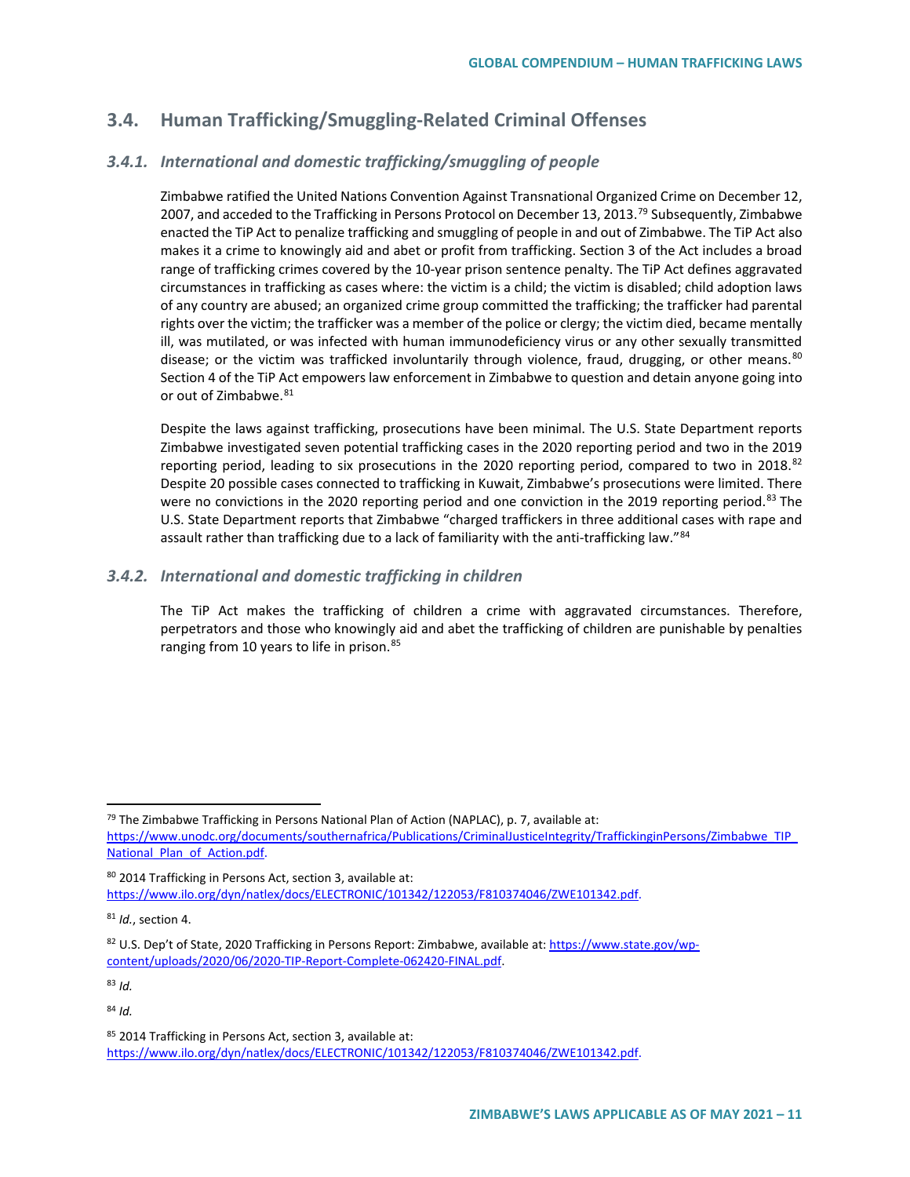## 3.4. Human Trafficking/Smuggling-Related Criminal Offenses

### *3.4.1. International and domestic trafficking/smuggling of people*

Zimbabwe ratified the United Nations Convention Against Transnational Organized Crime on December 12, 2007, and acceded to the Trafficking in Persons Protocol on December 13, 2013.[79] Subsequently, Zimbabwe enacted the TiP Act to penalize trafficking and smuggling of people in and out of Zimbabwe. The TiP Act also makes it a crime to knowingly aid and abet or profit from trafficking. Section 3 of the Act includes a broad range of trafficking crimes covered by the 10-year prison sentence penalty. The TiP Act defines aggravated circumstances in trafficking as cases where: the victim is a child; the victim is disabled; child adoption laws of any country are abused; an organized crime group committed the trafficking; the trafficker had parental rights over the victim; the trafficker was a member of the police or clergy; the victim died, became mentally ill, was mutilated, or was infected with human immunodeficiency virus or any other sexually transmitted disease; or the victim was trafficked involuntarily through violence, fraud, drugging, or other means.[80] Section 4 of the TiP Act empowers law enforcement in Zimbabwe to question and detain anyone going into or out of Zimbabwe.[81]

Despite the laws against trafficking, prosecutions have been minimal. The U.S. State Department reports Zimbabwe investigated seven potential trafficking cases in the 2020 reporting period and two in the 2019 reporting period, leading to six prosecutions in the 2020 reporting period, compared to two in 2018.[82] Despite 20 possible cases connected to trafficking in Kuwait, Zimbabwe's prosecutions were limited. There were no convictions in the 2020 reporting period and one conviction in the 2019 reporting period.[83] The U.S. State Department reports that Zimbabwe "charged traffickers in three additional cases with rape and assault rather than trafficking due to a lack of familiarity with the anti-trafficking law."[84]

### *3.4.2. International and domestic trafficking in children*

The TiP Act makes the trafficking of children a crime with aggravated circumstances. Therefore, perpetrators and those who knowingly aid and abet the trafficking of children are punishable by penalties ranging from 10 years to life in prison.[85]

---

[79] The Zimbabwe Trafficking in Persons National Plan of Action (NAPLAC), p. 7, available at: https://www.unodc.org/documents/southernafrica/Publications/CriminalJusticeIntegrity/TraffickinginPersons/Zimbabwe_TIP_National_Plan_of_Action.pdf.

[80] 2014 Trafficking in Persons Act, section 3, available at: https://www.ilo.org/dyn/natlex/docs/ELECTRONIC/101342/122053/F810374046/ZWE101342.pdf.

[81] *Id.*, section 4.

[82] U.S. Dep't of State, 2020 Trafficking in Persons Report: Zimbabwe, available at: https://www.state.gov/wp-content/uploads/2020/06/2020-TIP-Report-Complete-062420-FINAL.pdf.

[83] *Id.*

[84] *Id.*

[85] 2014 Trafficking in Persons Act, section 3, available at: https://www.ilo.org/dyn/natlex/docs/ELECTRONIC/101342/122053/F810374046/ZWE101342.pdf.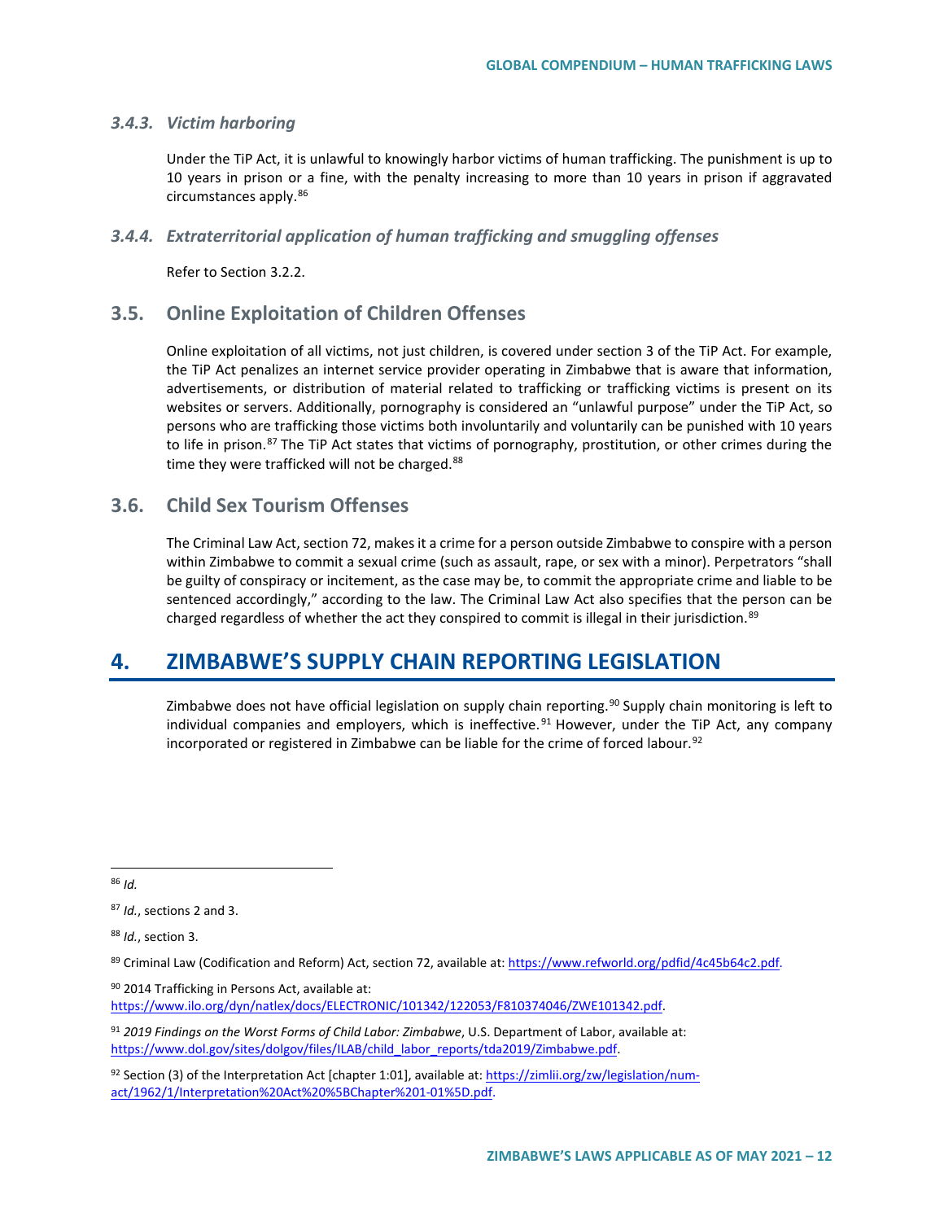### 3.4.3. Victim harboring

Under the TiP Act, it is unlawful to knowingly harbor victims of human trafficking. The punishment is up to 10 years in prison or a fine, with the penalty increasing to more than 10 years in prison if aggravated circumstances apply.[86]

### 3.4.4. Extraterritorial application of human trafficking and smuggling offenses

Refer to Section 3.2.2.

## 3.5. Online Exploitation of Children Offenses

Online exploitation of all victims, not just children, is covered under section 3 of the TiP Act. For example, the TiP Act penalizes an internet service provider operating in Zimbabwe that is aware that information, advertisements, or distribution of material related to trafficking or trafficking victims is present on its websites or servers. Additionally, pornography is considered an "unlawful purpose" under the TiP Act, so persons who are trafficking those victims both involuntarily and voluntarily can be punished with 10 years to life in prison.[87] The TiP Act states that victims of pornography, prostitution, or other crimes during the time they were trafficked will not be charged.[88]

## 3.6. Child Sex Tourism Offenses

The Criminal Law Act, section 72, makes it a crime for a person outside Zimbabwe to conspire with a person within Zimbabwe to commit a sexual crime (such as assault, rape, or sex with a minor). Perpetrators "shall be guilty of conspiracy or incitement, as the case may be, to commit the appropriate crime and liable to be sentenced accordingly," according to the law. The Criminal Law Act also specifies that the person can be charged regardless of whether the act they conspired to commit is illegal in their jurisdiction.[89]

# 4. ZIMBABWE'S SUPPLY CHAIN REPORTING LEGISLATION

Zimbabwe does not have official legislation on supply chain reporting.[90] Supply chain monitoring is left to individual companies and employers, which is ineffective.[91] However, under the TiP Act, any company incorporated or registered in Zimbabwe can be liable for the crime of forced labour.[92]

---

[86] *Id.*

[87] *Id.*, sections 2 and 3.

[88] *Id.*, section 3.

[89] Criminal Law (Codification and Reform) Act, section 72, available at: https://www.refworld.org/pdfid/4c45b64c2.pdf.

[90] 2014 Trafficking in Persons Act, available at: https://www.ilo.org/dyn/natlex/docs/ELECTRONIC/101342/122053/F810374046/ZWE101342.pdf.

[91] *2019 Findings on the Worst Forms of Child Labor: Zimbabwe*, U.S. Department of Labor, available at: https://www.dol.gov/sites/dolgov/files/ILAB/child_labor_reports/tda2019/Zimbabwe.pdf.

[92] Section (3) of the Interpretation Act [chapter 1:01], available at: https://zimlii.org/zw/legislation/num-act/1962/1/Interpretation%20Act%20%5BChapter%201-01%5D.pdf.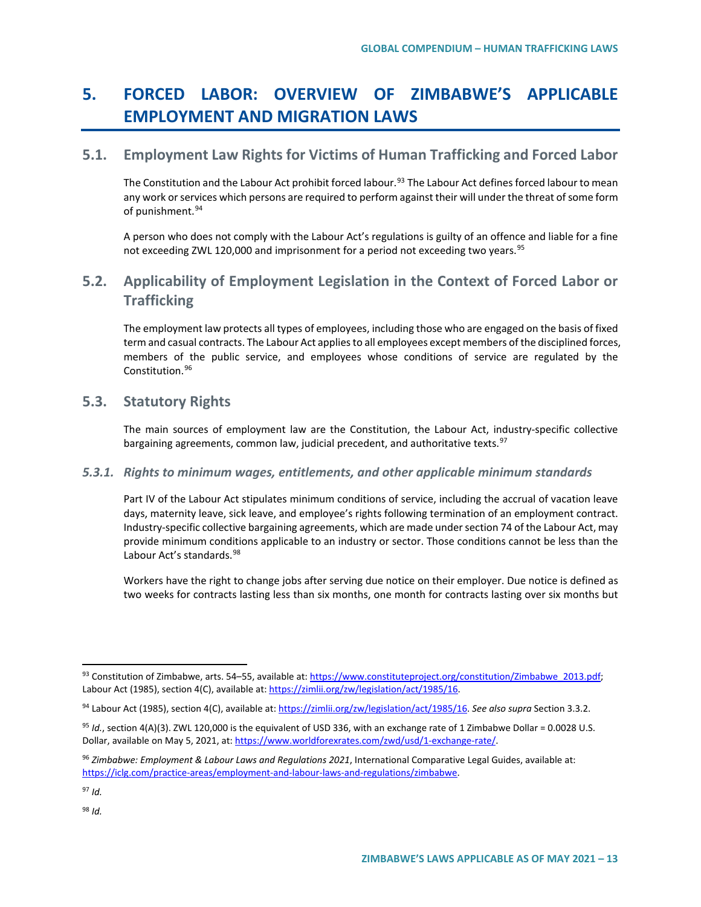# 5. FORCED LABOR: OVERVIEW OF ZIMBABWE'S APPLICABLE EMPLOYMENT AND MIGRATION LAWS

## 5.1. Employment Law Rights for Victims of Human Trafficking and Forced Labor

The Constitution and the Labour Act prohibit forced labour.[93] The Labour Act defines forced labour to mean any work or services which persons are required to perform against their will under the threat of some form of punishment.[94]

A person who does not comply with the Labour Act's regulations is guilty of an offence and liable for a fine not exceeding ZWL 120,000 and imprisonment for a period not exceeding two years.[95]

## 5.2. Applicability of Employment Legislation in the Context of Forced Labor or Trafficking

The employment law protects all types of employees, including those who are engaged on the basis of fixed term and casual contracts. The Labour Act applies to all employees except members of the disciplined forces, members of the public service, and employees whose conditions of service are regulated by the Constitution.[96]

## 5.3. Statutory Rights

The main sources of employment law are the Constitution, the Labour Act, industry-specific collective bargaining agreements, common law, judicial precedent, and authoritative texts.[97]

### *5.3.1. Rights to minimum wages, entitlements, and other applicable minimum standards*

Part IV of the Labour Act stipulates minimum conditions of service, including the accrual of vacation leave days, maternity leave, sick leave, and employee's rights following termination of an employment contract. Industry-specific collective bargaining agreements, which are made under section 74 of the Labour Act, may provide minimum conditions applicable to an industry or sector. Those conditions cannot be less than the Labour Act's standards.[98]

Workers have the right to change jobs after serving due notice on their employer. Due notice is defined as two weeks for contracts lasting less than six months, one month for contracts lasting over six months but

---

[93] Constitution of Zimbabwe, arts. 54–55, available at: https://www.constituteproject.org/constitution/Zimbabwe_2013.pdf; Labour Act (1985), section 4(C), available at: https://zimlii.org/zw/legislation/act/1985/16.

[94] Labour Act (1985), section 4(C), available at: https://zimlii.org/zw/legislation/act/1985/16. *See also supra* Section 3.3.2.

[95] *Id.*, section 4(A)(3). ZWL 120,000 is the equivalent of USD 336, with an exchange rate of 1 Zimbabwe Dollar = 0.0028 U.S. Dollar, available on May 5, 2021, at: https://www.worldforexrates.com/zwd/usd/1-exchange-rate/.

[96] *Zimbabwe: Employment & Labour Laws and Regulations 2021*, International Comparative Legal Guides, available at: https://iclg.com/practice-areas/employment-and-labour-laws-and-regulations/zimbabwe.

[97] *Id.*

[98] *Id.*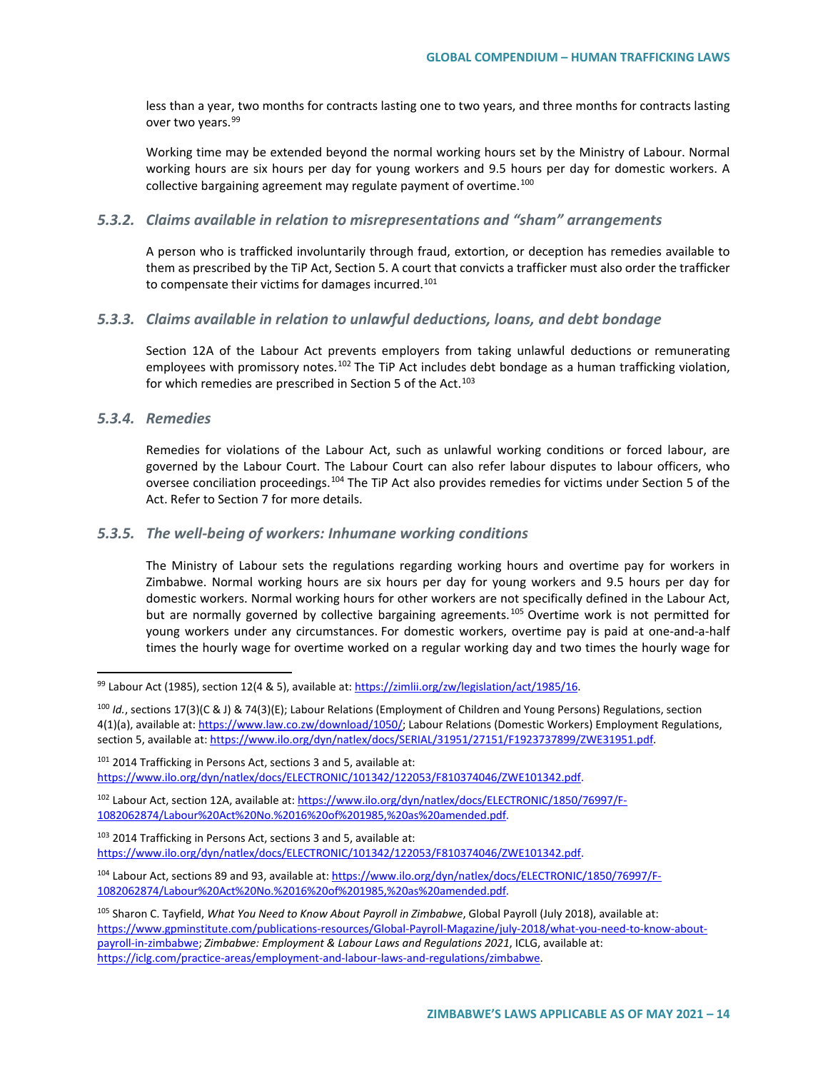less than a year, two months for contracts lasting one to two years, and three months for contracts lasting over two years.[99]

Working time may be extended beyond the normal working hours set by the Ministry of Labour. Normal working hours are six hours per day for young workers and 9.5 hours per day for domestic workers. A collective bargaining agreement may regulate payment of overtime.[100]

### *5.3.2. Claims available in relation to misrepresentations and "sham" arrangements*

A person who is trafficked involuntarily through fraud, extortion, or deception has remedies available to them as prescribed by the TiP Act, Section 5. A court that convicts a trafficker must also order the trafficker to compensate their victims for damages incurred.[101]

### *5.3.3. Claims available in relation to unlawful deductions, loans, and debt bondage*

Section 12A of the Labour Act prevents employers from taking unlawful deductions or remunerating employees with promissory notes.[102] The TiP Act includes debt bondage as a human trafficking violation, for which remedies are prescribed in Section 5 of the Act.[103]

### *5.3.4. Remedies*

Remedies for violations of the Labour Act, such as unlawful working conditions or forced labour, are governed by the Labour Court. The Labour Court can also refer labour disputes to labour officers, who oversee conciliation proceedings.[104] The TiP Act also provides remedies for victims under Section 5 of the Act. Refer to Section 7 for more details.

### *5.3.5. The well-being of workers: Inhumane working conditions*

The Ministry of Labour sets the regulations regarding working hours and overtime pay for workers in Zimbabwe. Normal working hours are six hours per day for young workers and 9.5 hours per day for domestic workers. Normal working hours for other workers are not specifically defined in the Labour Act, but are normally governed by collective bargaining agreements.[105] Overtime work is not permitted for young workers under any circumstances. For domestic workers, overtime pay is paid at one-and-a-half times the hourly wage for overtime worked on a regular working day and two times the hourly wage for

---

[99] Labour Act (1985), section 12(4 & 5), available at: https://zimlii.org/zw/legislation/act/1985/16.

[100] *Id.*, sections 17(3)(C & J) & 74(3)(E); Labour Relations (Employment of Children and Young Persons) Regulations, section 4(1)(a), available at: https://www.law.co.zw/download/1050/; Labour Relations (Domestic Workers) Employment Regulations, section 5, available at: https://www.ilo.org/dyn/natlex/docs/SERIAL/31951/27151/F1923737899/ZWE31951.pdf.

[101] 2014 Trafficking in Persons Act, sections 3 and 5, available at: https://www.ilo.org/dyn/natlex/docs/ELECTRONIC/101342/122053/F810374046/ZWE101342.pdf.

[102] Labour Act, section 12A, available at: https://www.ilo.org/dyn/natlex/docs/ELECTRONIC/1850/76997/F-1082062874/Labour%20Act%20No.%2016%20of%201985,%20as%20amended.pdf.

[103] 2014 Trafficking in Persons Act, sections 3 and 5, available at: https://www.ilo.org/dyn/natlex/docs/ELECTRONIC/101342/122053/F810374046/ZWE101342.pdf.

[104] Labour Act, sections 89 and 93, available at: https://www.ilo.org/dyn/natlex/docs/ELECTRONIC/1850/76997/F-1082062874/Labour%20Act%20No.%2016%20of%201985,%20as%20amended.pdf.

[105] Sharon C. Tayfield, *What You Need to Know About Payroll in Zimbabwe*, Global Payroll (July 2018), available at: https://www.gpminstitute.com/publications-resources/Global-Payroll-Magazine/july-2018/what-you-need-to-know-about-payroll-in-zimbabwe; *Zimbabwe: Employment & Labour Laws and Regulations 2021*, ICLG, available at: https://iclg.com/practice-areas/employment-and-labour-laws-and-regulations/zimbabwe.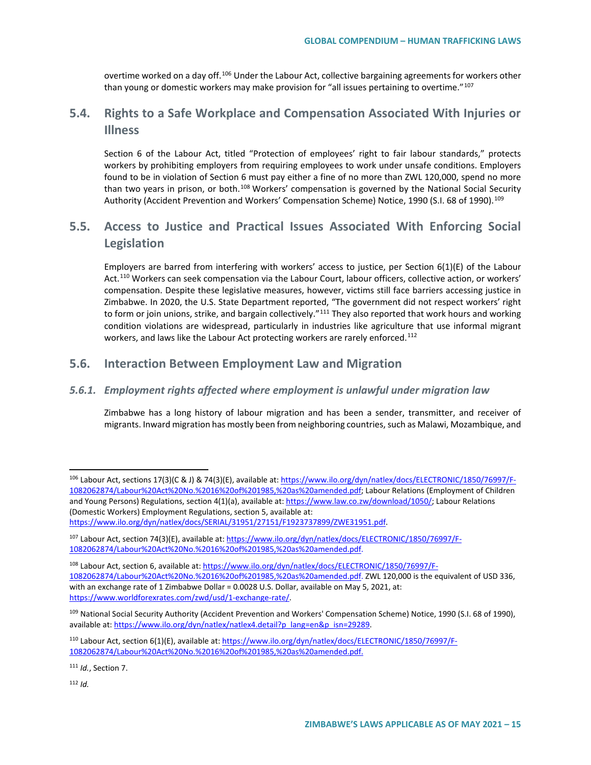overtime worked on a day off.[106] Under the Labour Act, collective bargaining agreements for workers other than young or domestic workers may make provision for "all issues pertaining to overtime."[107]

## 5.4. Rights to a Safe Workplace and Compensation Associated With Injuries or Illness

Section 6 of the Labour Act, titled "Protection of employees' right to fair labour standards," protects workers by prohibiting employers from requiring employees to work under unsafe conditions. Employers found to be in violation of Section 6 must pay either a fine of no more than ZWL 120,000, spend no more than two years in prison, or both.[108] Workers' compensation is governed by the National Social Security Authority (Accident Prevention and Workers' Compensation Scheme) Notice, 1990 (S.I. 68 of 1990).[109]

## 5.5. Access to Justice and Practical Issues Associated With Enforcing Social Legislation

Employers are barred from interfering with workers' access to justice, per Section 6(1)(E) of the Labour Act.[110] Workers can seek compensation via the Labour Court, labour officers, collective action, or workers' compensation. Despite these legislative measures, however, victims still face barriers accessing justice in Zimbabwe. In 2020, the U.S. State Department reported, "The government did not respect workers' right to form or join unions, strike, and bargain collectively."[111] They also reported that work hours and working condition violations are widespread, particularly in industries like agriculture that use informal migrant workers, and laws like the Labour Act protecting workers are rarely enforced.[112]

## 5.6. Interaction Between Employment Law and Migration

### *5.6.1. Employment rights affected where employment is unlawful under migration law*

Zimbabwe has a long history of labour migration and has been a sender, transmitter, and receiver of migrants. Inward migration has mostly been from neighboring countries, such as Malawi, Mozambique, and

---

[106] Labour Act, sections 17(3)(C & J) & 74(3)(E), available at: https://www.ilo.org/dyn/natlex/docs/ELECTRONIC/1850/76997/F-1082062874/Labour%20Act%20No.%2016%20of%201985,%20as%20amended.pdf; Labour Relations (Employment of Children and Young Persons) Regulations, section 4(1)(a), available at: https://www.law.co.zw/download/1050/; Labour Relations (Domestic Workers) Employment Regulations, section 5, available at: https://www.ilo.org/dyn/natlex/docs/SERIAL/31951/27151/F1923737899/ZWE31951.pdf.

[107] Labour Act, section 74(3)(E), available at: https://www.ilo.org/dyn/natlex/docs/ELECTRONIC/1850/76997/F-1082062874/Labour%20Act%20No.%2016%20of%201985,%20as%20amended.pdf.

[108] Labour Act, section 6, available at: https://www.ilo.org/dyn/natlex/docs/ELECTRONIC/1850/76997/F-1082062874/Labour%20Act%20No.%2016%20of%201985,%20as%20amended.pdf. ZWL 120,000 is the equivalent of USD 336, with an exchange rate of 1 Zimbabwe Dollar = 0.0028 U.S. Dollar, available on May 5, 2021, at: https://www.worldforexrates.com/zwd/usd/1-exchange-rate/.

[109] National Social Security Authority (Accident Prevention and Workers' Compensation Scheme) Notice, 1990 (S.I. 68 of 1990), available at: https://www.ilo.org/dyn/natlex/natlex4.detail?p_lang=en&p_isn=29289.

[110] Labour Act, section 6(1)(E), available at: https://www.ilo.org/dyn/natlex/docs/ELECTRONIC/1850/76997/F-1082062874/Labour%20Act%20No.%2016%20of%201985,%20as%20amended.pdf.

[111] *Id.*, Section 7.

[112] *Id.*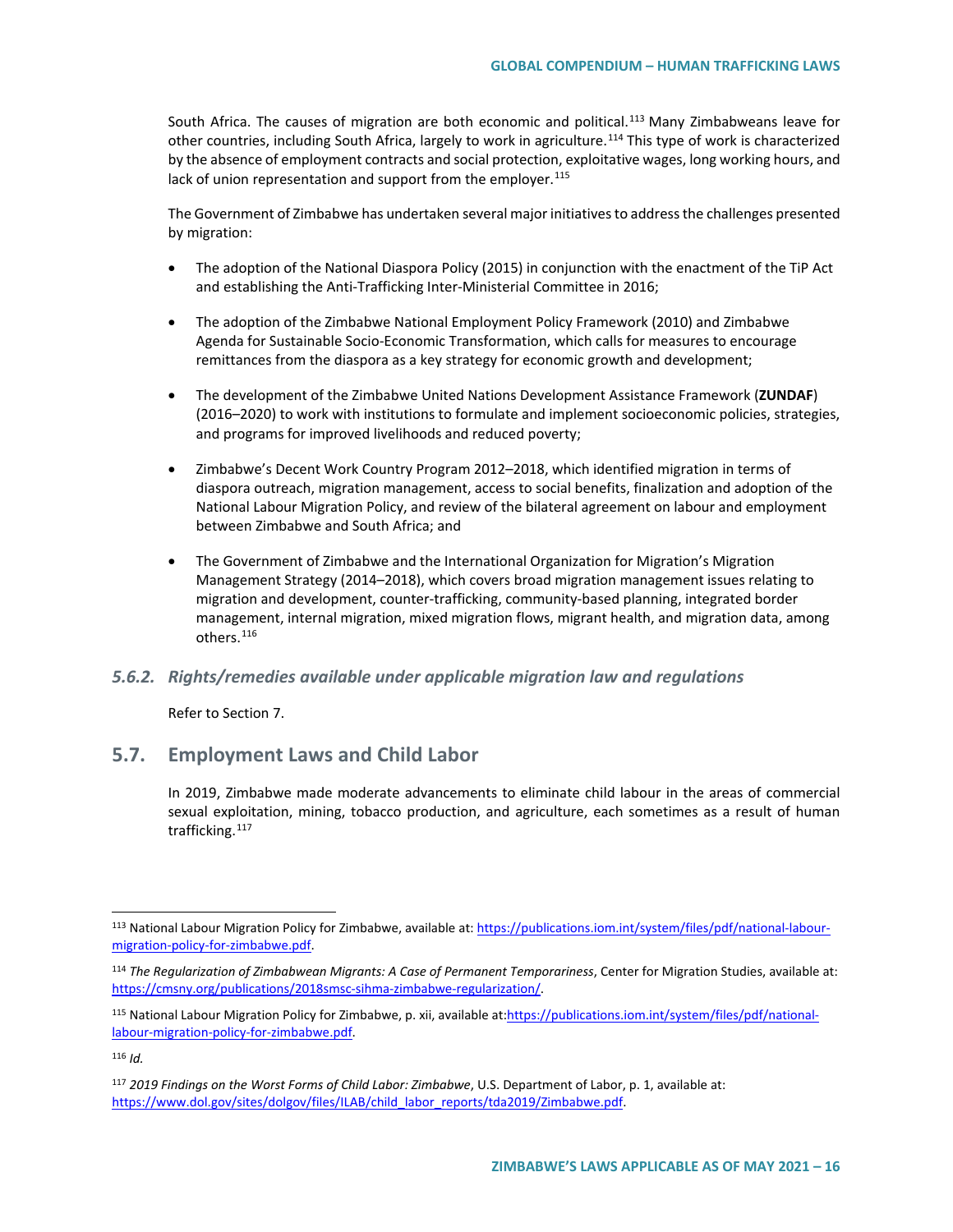South Africa. The causes of migration are both economic and political.[113] Many Zimbabweans leave for other countries, including South Africa, largely to work in agriculture.[114] This type of work is characterized by the absence of employment contracts and social protection, exploitative wages, long working hours, and lack of union representation and support from the employer.[115]

The Government of Zimbabwe has undertaken several major initiatives to address the challenges presented by migration:

- The adoption of the National Diaspora Policy (2015) in conjunction with the enactment of the TiP Act and establishing the Anti-Trafficking Inter-Ministerial Committee in 2016;
- The adoption of the Zimbabwe National Employment Policy Framework (2010) and Zimbabwe Agenda for Sustainable Socio-Economic Transformation, which calls for measures to encourage remittances from the diaspora as a key strategy for economic growth and development;
- The development of the Zimbabwe United Nations Development Assistance Framework (**ZUNDAF**) (2016–2020) to work with institutions to formulate and implement socioeconomic policies, strategies, and programs for improved livelihoods and reduced poverty;
- Zimbabwe's Decent Work Country Program 2012–2018, which identified migration in terms of diaspora outreach, migration management, access to social benefits, finalization and adoption of the National Labour Migration Policy, and review of the bilateral agreement on labour and employment between Zimbabwe and South Africa; and
- The Government of Zimbabwe and the International Organization for Migration's Migration Management Strategy (2014–2018), which covers broad migration management issues relating to migration and development, counter-trafficking, community-based planning, integrated border management, internal migration, mixed migration flows, migrant health, and migration data, among others.[116]

### 5.6.2. *Rights/remedies available under applicable migration law and regulations*

Refer to Section 7.

## 5.7. Employment Laws and Child Labor

In 2019, Zimbabwe made moderate advancements to eliminate child labour in the areas of commercial sexual exploitation, mining, tobacco production, and agriculture, each sometimes as a result of human trafficking.[117]

---

[113] National Labour Migration Policy for Zimbabwe, available at: https://publications.iom.int/system/files/pdf/national-labour-migration-policy-for-zimbabwe.pdf.

[114] *The Regularization of Zimbabwean Migrants: A Case of Permanent Temporariness*, Center for Migration Studies, available at: https://cmsny.org/publications/2018smsc-sihma-zimbabwe-regularization/.

[115] National Labour Migration Policy for Zimbabwe, p. xii, available at:https://publications.iom.int/system/files/pdf/national-labour-migration-policy-for-zimbabwe.pdf.

[116] *Id.*

[117] *2019 Findings on the Worst Forms of Child Labor: Zimbabwe*, U.S. Department of Labor, p. 1, available at: https://www.dol.gov/sites/dolgov/files/ILAB/child_labor_reports/tda2019/Zimbabwe.pdf.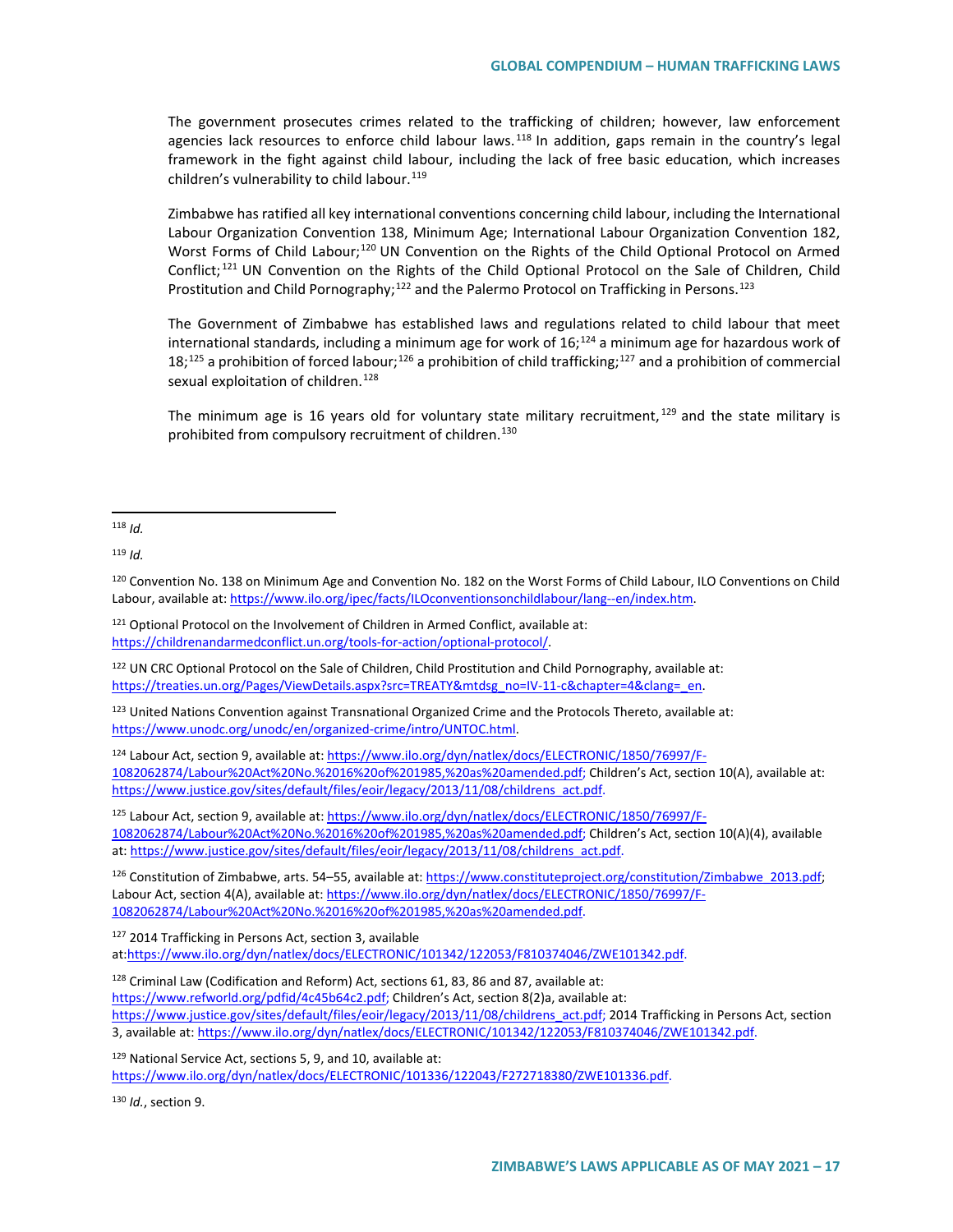The government prosecutes crimes related to the trafficking of children; however, law enforcement agencies lack resources to enforce child labour laws.[118] In addition, gaps remain in the country's legal framework in the fight against child labour, including the lack of free basic education, which increases children's vulnerability to child labour.[119]

Zimbabwe has ratified all key international conventions concerning child labour, including the International Labour Organization Convention 138, Minimum Age; International Labour Organization Convention 182, Worst Forms of Child Labour;[120] UN Convention on the Rights of the Child Optional Protocol on Armed Conflict;[121] UN Convention on the Rights of the Child Optional Protocol on the Sale of Children, Child Prostitution and Child Pornography;[122] and the Palermo Protocol on Trafficking in Persons.[123]

The Government of Zimbabwe has established laws and regulations related to child labour that meet international standards, including a minimum age for work of 16;[124] a minimum age for hazardous work of 18;[125] a prohibition of forced labour;[126] a prohibition of child trafficking;[127] and a prohibition of commercial sexual exploitation of children.[128]

The minimum age is 16 years old for voluntary state military recruitment,[129] and the state military is prohibited from compulsory recruitment of children.[130]

---

[118] *Id.*

[119] *Id.*

[120] Convention No. 138 on Minimum Age and Convention No. 182 on the Worst Forms of Child Labour, ILO Conventions on Child Labour, available at: https://www.ilo.org/ipec/facts/ILOconventionsonchildlabour/lang--en/index.htm.

[121] Optional Protocol on the Involvement of Children in Armed Conflict, available at: https://childrenandarmedconflict.un.org/tools-for-action/optional-protocol/.

[122] UN CRC Optional Protocol on the Sale of Children, Child Prostitution and Child Pornography, available at: https://treaties.un.org/Pages/ViewDetails.aspx?src=TREATY&mtdsg_no=IV-11-c&chapter=4&clang=_en.

[123] United Nations Convention against Transnational Organized Crime and the Protocols Thereto, available at: https://www.unodc.org/unodc/en/organized-crime/intro/UNTOC.html.

[124] Labour Act, section 9, available at: https://www.ilo.org/dyn/natlex/docs/ELECTRONIC/1850/76997/F-1082062874/Labour%20Act%20No.%2016%20of%201985,%20as%20amended.pdf; Children's Act, section 10(A), available at: https://www.justice.gov/sites/default/files/eoir/legacy/2013/11/08/childrens_act.pdf.

[125] Labour Act, section 9, available at: https://www.ilo.org/dyn/natlex/docs/ELECTRONIC/1850/76997/F-1082062874/Labour%20Act%20No.%2016%20of%201985,%20as%20amended.pdf; Children's Act, section 10(A)(4), available at: https://www.justice.gov/sites/default/files/eoir/legacy/2013/11/08/childrens_act.pdf.

[126] Constitution of Zimbabwe, arts. 54–55, available at: https://www.constituteproject.org/constitution/Zimbabwe_2013.pdf; Labour Act, section 4(A), available at: https://www.ilo.org/dyn/natlex/docs/ELECTRONIC/1850/76997/F-1082062874/Labour%20Act%20No.%2016%20of%201985,%20as%20amended.pdf.

[127] 2014 Trafficking in Persons Act, section 3, available at:https://www.ilo.org/dyn/natlex/docs/ELECTRONIC/101342/122053/F810374046/ZWE101342.pdf.

[128] Criminal Law (Codification and Reform) Act, sections 61, 83, 86 and 87, available at: https://www.refworld.org/pdfid/4c45b64c2.pdf; Children's Act, section 8(2)a, available at: https://www.justice.gov/sites/default/files/eoir/legacy/2013/11/08/childrens_act.pdf; 2014 Trafficking in Persons Act, section 3, available at: https://www.ilo.org/dyn/natlex/docs/ELECTRONIC/101342/122053/F810374046/ZWE101342.pdf.

[129] National Service Act, sections 5, 9, and 10, available at: https://www.ilo.org/dyn/natlex/docs/ELECTRONIC/101336/122043/F272718380/ZWE101336.pdf.

[130] *Id.*, section 9.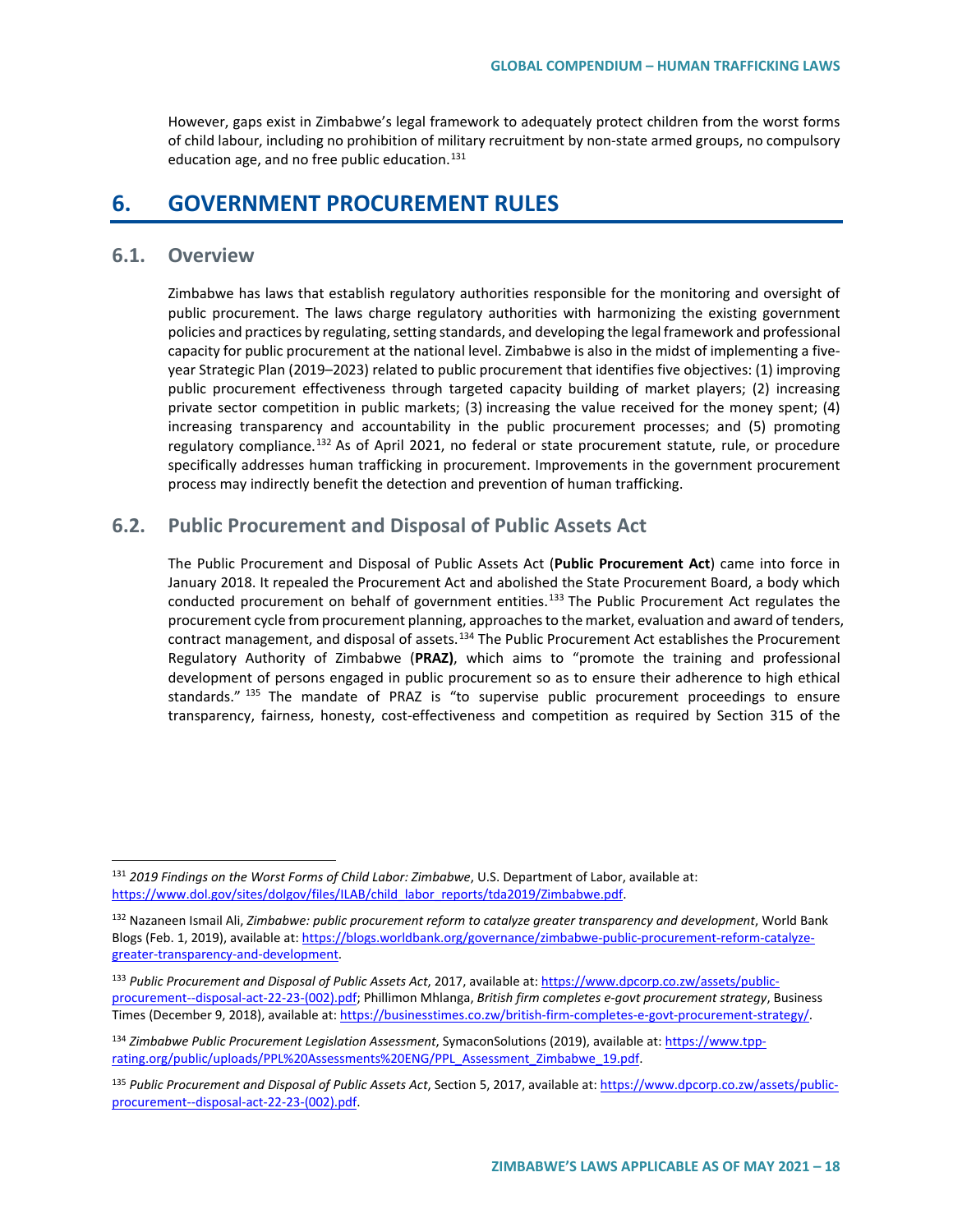However, gaps exist in Zimbabwe's legal framework to adequately protect children from the worst forms of child labour, including no prohibition of military recruitment by non-state armed groups, no compulsory education age, and no free public education.[131]

# 6. GOVERNMENT PROCUREMENT RULES

## 6.1. Overview

Zimbabwe has laws that establish regulatory authorities responsible for the monitoring and oversight of public procurement. The laws charge regulatory authorities with harmonizing the existing government policies and practices by regulating, setting standards, and developing the legal framework and professional capacity for public procurement at the national level. Zimbabwe is also in the midst of implementing a five-year Strategic Plan (2019–2023) related to public procurement that identifies five objectives: (1) improving public procurement effectiveness through targeted capacity building of market players; (2) increasing private sector competition in public markets; (3) increasing the value received for the money spent; (4) increasing transparency and accountability in the public procurement processes; and (5) promoting regulatory compliance.[132] As of April 2021, no federal or state procurement statute, rule, or procedure specifically addresses human trafficking in procurement. Improvements in the government procurement process may indirectly benefit the detection and prevention of human trafficking.

## 6.2. Public Procurement and Disposal of Public Assets Act

The Public Procurement and Disposal of Public Assets Act (**Public Procurement Act**) came into force in January 2018. It repealed the Procurement Act and abolished the State Procurement Board, a body which conducted procurement on behalf of government entities.[133] The Public Procurement Act regulates the procurement cycle from procurement planning, approaches to the market, evaluation and award of tenders, contract management, and disposal of assets.[134] The Public Procurement Act establishes the Procurement Regulatory Authority of Zimbabwe (**PRAZ)**, which aims to "promote the training and professional development of persons engaged in public procurement so as to ensure their adherence to high ethical standards."[135] The mandate of PRAZ is "to supervise public procurement proceedings to ensure transparency, fairness, honesty, cost-effectiveness and competition as required by Section 315 of the

---

[131] *2019 Findings on the Worst Forms of Child Labor: Zimbabwe*, U.S. Department of Labor, available at: https://www.dol.gov/sites/dolgov/files/ILAB/child_labor_reports/tda2019/Zimbabwe.pdf.

[132] Nazaneen Ismail Ali, *Zimbabwe: public procurement reform to catalyze greater transparency and development*, World Bank Blogs (Feb. 1, 2019), available at: https://blogs.worldbank.org/governance/zimbabwe-public-procurement-reform-catalyze-greater-transparency-and-development.

[133] *Public Procurement and Disposal of Public Assets Act*, 2017, available at: https://www.dpcorp.co.zw/assets/public-procurement--disposal-act-22-23-(002).pdf; Phillimon Mhlanga, *British firm completes e-govt procurement strategy*, Business Times (December 9, 2018), available at: https://businesstimes.co.zw/british-firm-completes-e-govt-procurement-strategy/.

[134] *Zimbabwe Public Procurement Legislation Assessment*, SymaconSolutions (2019), available at: https://www.tpp-rating.org/public/uploads/PPL%20Assessments%20ENG/PPL_Assessment_Zimbabwe_19.pdf.

[135] *Public Procurement and Disposal of Public Assets Act*, Section 5, 2017, available at: https://www.dpcorp.co.zw/assets/public-procurement--disposal-act-22-23-(002).pdf.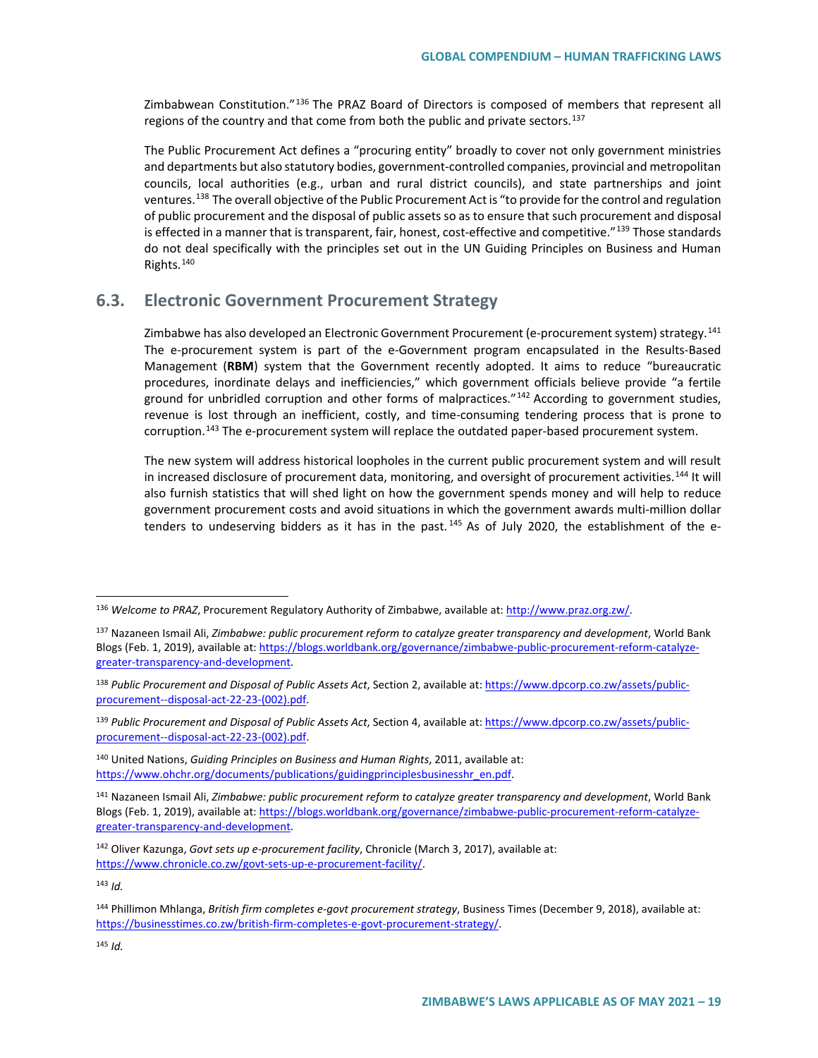Zimbabwean Constitution."[136] The PRAZ Board of Directors is composed of members that represent all regions of the country and that come from both the public and private sectors.[137]

The Public Procurement Act defines a "procuring entity" broadly to cover not only government ministries and departments but also statutory bodies, government-controlled companies, provincial and metropolitan councils, local authorities (e.g., urban and rural district councils), and state partnerships and joint ventures.[138] The overall objective of the Public Procurement Act is "to provide for the control and regulation of public procurement and the disposal of public assets so as to ensure that such procurement and disposal is effected in a manner that is transparent, fair, honest, cost-effective and competitive."[139] Those standards do not deal specifically with the principles set out in the UN Guiding Principles on Business and Human Rights.[140]

## 6.3. Electronic Government Procurement Strategy

Zimbabwe has also developed an Electronic Government Procurement (e-procurement system) strategy.[141] The e-procurement system is part of the e-Government program encapsulated in the Results-Based Management (**RBM**) system that the Government recently adopted. It aims to reduce "bureaucratic procedures, inordinate delays and inefficiencies," which government officials believe provide "a fertile ground for unbridled corruption and other forms of malpractices."[142] According to government studies, revenue is lost through an inefficient, costly, and time-consuming tendering process that is prone to corruption.[143] The e-procurement system will replace the outdated paper-based procurement system.

The new system will address historical loopholes in the current public procurement system and will result in increased disclosure of procurement data, monitoring, and oversight of procurement activities.[144] It will also furnish statistics that will shed light on how the government spends money and will help to reduce government procurement costs and avoid situations in which the government awards multi-million dollar tenders to undeserving bidders as it has in the past.[145] As of July 2020, the establishment of the e-

---

[136] *Welcome to PRAZ*, Procurement Regulatory Authority of Zimbabwe, available at: http://www.praz.org.zw/.

[137] Nazaneen Ismail Ali, *Zimbabwe: public procurement reform to catalyze greater transparency and development*, World Bank Blogs (Feb. 1, 2019), available at: https://blogs.worldbank.org/governance/zimbabwe-public-procurement-reform-catalyze-greater-transparency-and-development.

[138] *Public Procurement and Disposal of Public Assets Act*, Section 2, available at: https://www.dpcorp.co.zw/assets/public-procurement--disposal-act-22-23-(002).pdf.

[139] *Public Procurement and Disposal of Public Assets Act*, Section 4, available at: https://www.dpcorp.co.zw/assets/public-procurement--disposal-act-22-23-(002).pdf.

[140] United Nations, *Guiding Principles on Business and Human Rights*, 2011, available at: https://www.ohchr.org/documents/publications/guidingprinciplesbusinesshr_en.pdf.

[141] Nazaneen Ismail Ali, *Zimbabwe: public procurement reform to catalyze greater transparency and development*, World Bank Blogs (Feb. 1, 2019), available at: https://blogs.worldbank.org/governance/zimbabwe-public-procurement-reform-catalyze-greater-transparency-and-development.

[142] Oliver Kazunga, *Govt sets up e-procurement facility*, Chronicle (March 3, 2017), available at: https://www.chronicle.co.zw/govt-sets-up-e-procurement-facility/.

[143] *Id.*

[144] Phillimon Mhlanga, *British firm completes e-govt procurement strategy*, Business Times (December 9, 2018), available at: https://businesstimes.co.zw/british-firm-completes-e-govt-procurement-strategy/.

[145] *Id.*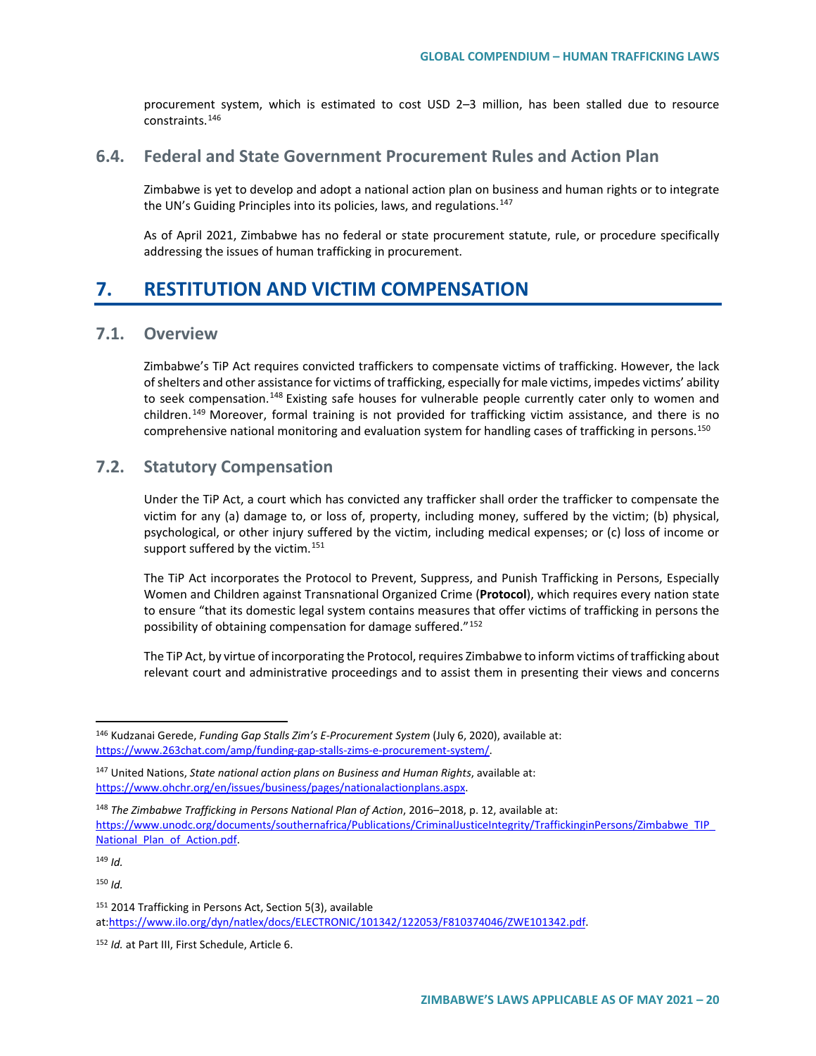procurement system, which is estimated to cost USD 2–3 million, has been stalled due to resource constraints.[146]

### 6.4. Federal and State Government Procurement Rules and Action Plan

Zimbabwe is yet to develop and adopt a national action plan on business and human rights or to integrate the UN's Guiding Principles into its policies, laws, and regulations.[147]

As of April 2021, Zimbabwe has no federal or state procurement statute, rule, or procedure specifically addressing the issues of human trafficking in procurement.

## 7. RESTITUTION AND VICTIM COMPENSATION

### 7.1. Overview

Zimbabwe's TiP Act requires convicted traffickers to compensate victims of trafficking. However, the lack of shelters and other assistance for victims of trafficking, especially for male victims, impedes victims' ability to seek compensation.[148] Existing safe houses for vulnerable people currently cater only to women and children.[149] Moreover, formal training is not provided for trafficking victim assistance, and there is no comprehensive national monitoring and evaluation system for handling cases of trafficking in persons.[150]

### 7.2. Statutory Compensation

Under the TiP Act, a court which has convicted any trafficker shall order the trafficker to compensate the victim for any (a) damage to, or loss of, property, including money, suffered by the victim; (b) physical, psychological, or other injury suffered by the victim, including medical expenses; or (c) loss of income or support suffered by the victim.[151]

The TiP Act incorporates the Protocol to Prevent, Suppress, and Punish Trafficking in Persons, Especially Women and Children against Transnational Organized Crime (**Protocol**), which requires every nation state to ensure "that its domestic legal system contains measures that offer victims of trafficking in persons the possibility of obtaining compensation for damage suffered."[152]

The TiP Act, by virtue of incorporating the Protocol, requires Zimbabwe to inform victims of trafficking about relevant court and administrative proceedings and to assist them in presenting their views and concerns

---

[146] Kudzanai Gerede, *Funding Gap Stalls Zim's E-Procurement System* (July 6, 2020), available at: https://www.263chat.com/amp/funding-gap-stalls-zims-e-procurement-system/.

[147] United Nations, *State national action plans on Business and Human Rights*, available at: https://www.ohchr.org/en/issues/business/pages/nationalactionplans.aspx.

[148] *The Zimbabwe Trafficking in Persons National Plan of Action*, 2016–2018, p. 12, available at: https://www.unodc.org/documents/southernafrica/Publications/CriminalJusticeIntegrity/TraffickinginPersons/Zimbabwe_TIP_National_Plan_of_Action.pdf.

[149] *Id.*

[150] *Id.*

[151] 2014 Trafficking in Persons Act, Section 5(3), available at: https://www.ilo.org/dyn/natlex/docs/ELECTRONIC/101342/122053/F810374046/ZWE101342.pdf.

[152] *Id.* at Part III, First Schedule, Article 6.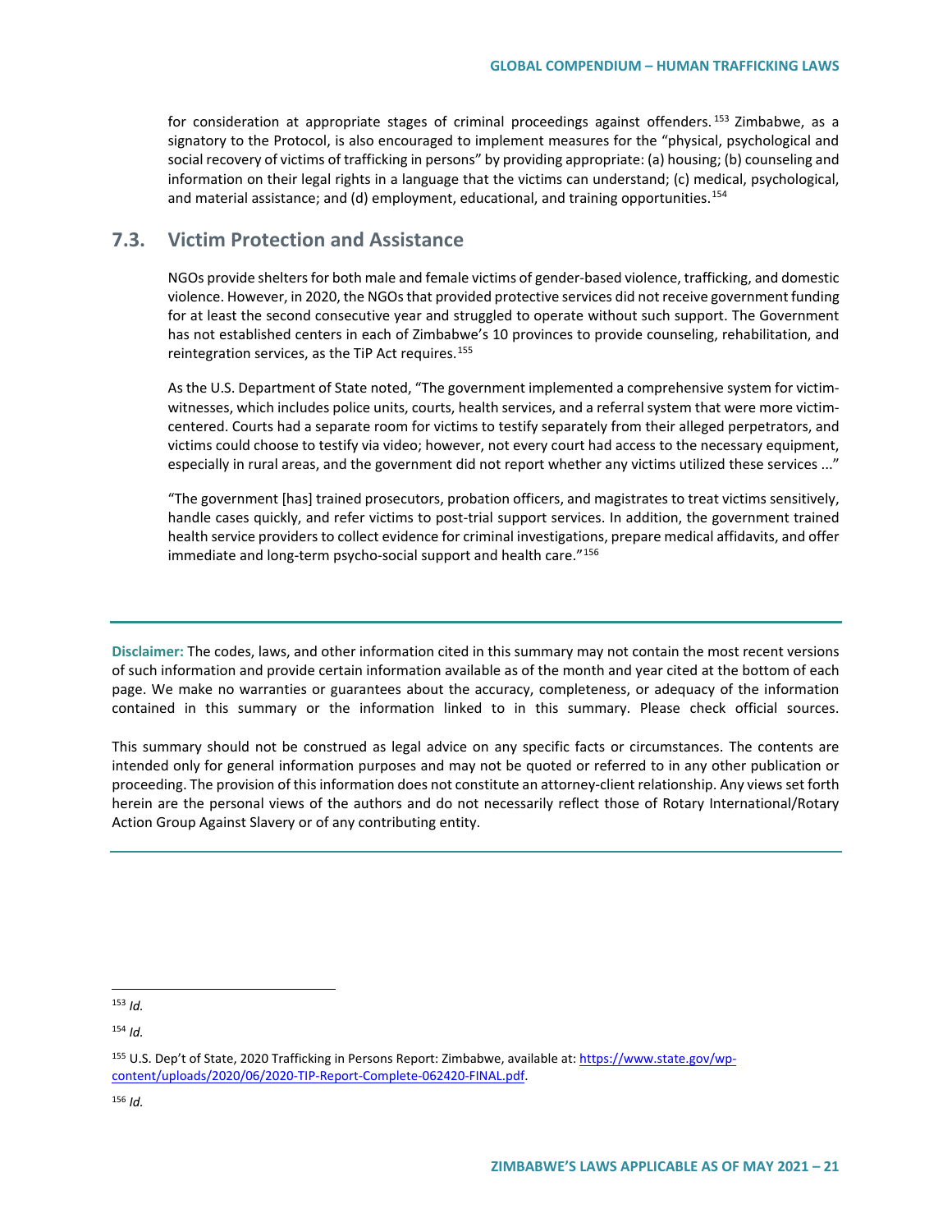for consideration at appropriate stages of criminal proceedings against offenders.[153] Zimbabwe, as a signatory to the Protocol, is also encouraged to implement measures for the "physical, psychological and social recovery of victims of trafficking in persons" by providing appropriate: (a) housing; (b) counseling and information on their legal rights in a language that the victims can understand; (c) medical, psychological, and material assistance; and (d) employment, educational, and training opportunities.[154]

## 7.3. Victim Protection and Assistance

NGOs provide shelters for both male and female victims of gender-based violence, trafficking, and domestic violence. However, in 2020, the NGOs that provided protective services did not receive government funding for at least the second consecutive year and struggled to operate without such support. The Government has not established centers in each of Zimbabwe's 10 provinces to provide counseling, rehabilitation, and reintegration services, as the TiP Act requires.[155]

As the U.S. Department of State noted, "The government implemented a comprehensive system for victim-witnesses, which includes police units, courts, health services, and a referral system that were more victim-centered. Courts had a separate room for victims to testify separately from their alleged perpetrators, and victims could choose to testify via video; however, not every court had access to the necessary equipment, especially in rural areas, and the government did not report whether any victims utilized these services ..."

"The government [has] trained prosecutors, probation officers, and magistrates to treat victims sensitively, handle cases quickly, and refer victims to post-trial support services. In addition, the government trained health service providers to collect evidence for criminal investigations, prepare medical affidavits, and offer immediate and long-term psycho-social support and health care."[156]

---

**Disclaimer:** The codes, laws, and other information cited in this summary may not contain the most recent versions of such information and provide certain information available as of the month and year cited at the bottom of each page. We make no warranties or guarantees about the accuracy, completeness, or adequacy of the information contained in this summary or the information linked to in this summary. Please check official sources.

This summary should not be construed as legal advice on any specific facts or circumstances. The contents are intended only for general information purposes and may not be quoted or referred to in any other publication or proceeding. The provision of this information does not constitute an attorney-client relationship. Any views set forth herein are the personal views of the authors and do not necessarily reflect those of Rotary International/Rotary Action Group Against Slavery or of any contributing entity.

---

[153] *Id.*

[154] *Id.*

[155] U.S. Dep't of State, 2020 Trafficking in Persons Report: Zimbabwe, available at: https://www.state.gov/wp-content/uploads/2020/06/2020-TIP-Report-Complete-062420-FINAL.pdf.

[156] *Id.*